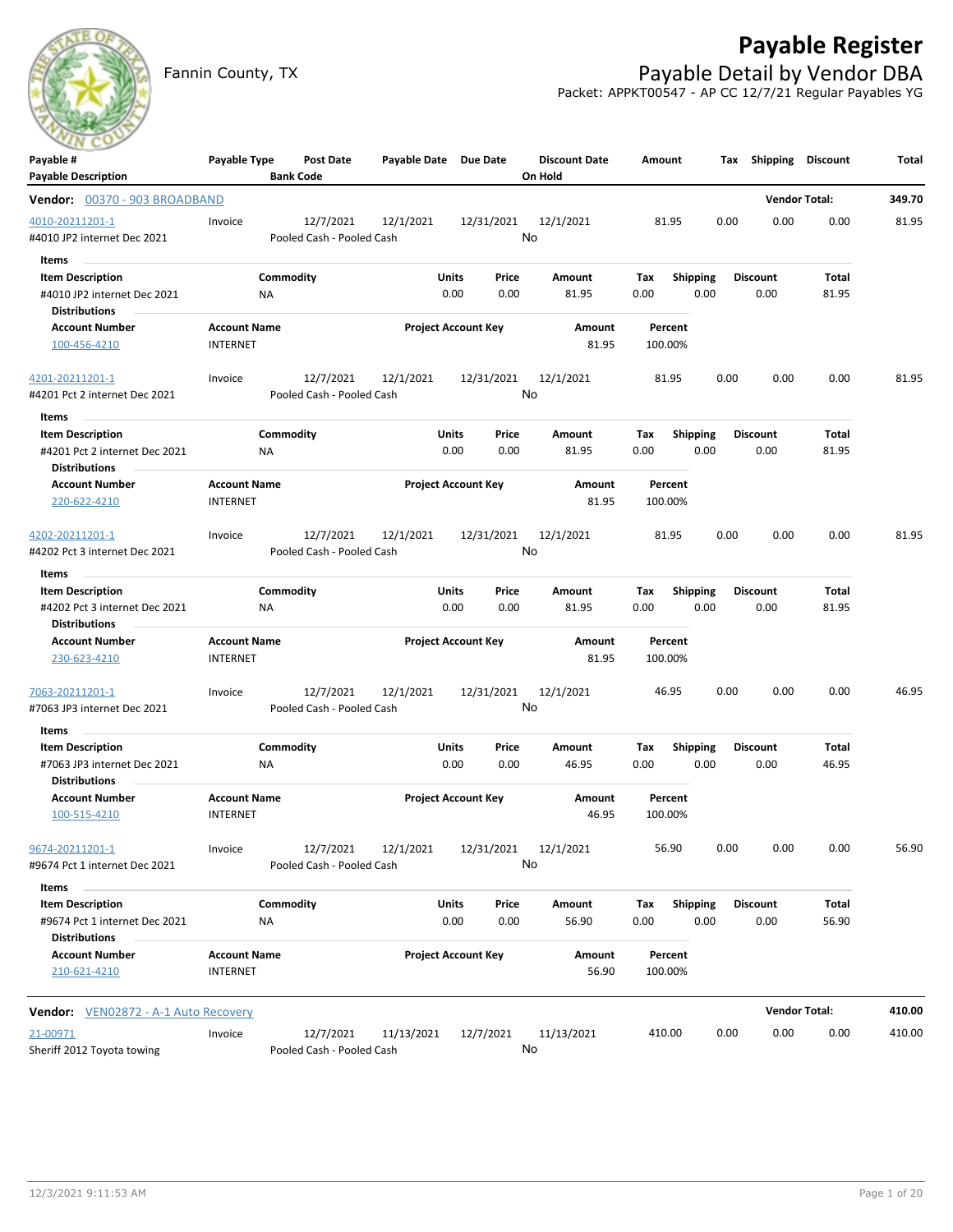# Payable Register

Fannin County, TX

## Payable Detail by Vendor DBA

Packet: APPKT00547 - AP CC 12/7/21 Regular Payables YG

| Payable # / Payable Description | Payable Type | Post Date / Bank Code | Payable Date | Due Date | Discount Date / On Hold | Amount | Tax | Shipping | Discount | Total |
|---|---|---|---|---|---|---|---|---|---|---|

**Vendor: 00370 - 903 BROADBAND** — Vendor Total: 349.70

| Payable # / Payable Description | Payable Type | Post Date / Bank Code | Payable Date | Due Date | Discount Date / On Hold | Amount | Tax | Shipping | Discount | Total |
|---|---|---|---|---|---|---|---|---|---|---|
| 4010-20211201-1 / #4010 JP2 internet Dec 2021 | Invoice | 12/7/2021 / Pooled Cash - Pooled Cash | 12/1/2021 | 12/31/2021 | 12/1/2021 / No | 81.95 | 0.00 | 0.00 | 0.00 | 81.95 |

Items

| Item Description | Commodity | Units | Price | Amount | Tax | Shipping | Discount | Total |
|---|---|---|---|---|---|---|---|---|
| #4010 JP2 internet Dec 2021 | NA | 0.00 | 0.00 | 81.95 | 0.00 | 0.00 | 0.00 | 81.95 |

Distributions

| Account Number | Account Name | Project Account Key | Amount | Percent |
|---|---|---|---|---|
| 100-456-4210 | INTERNET | | 81.95 | 100.00% |

| Payable # / Payable Description | Payable Type | Post Date / Bank Code | Payable Date | Due Date | Discount Date / On Hold | Amount | Tax | Shipping | Discount | Total |
|---|---|---|---|---|---|---|---|---|---|---|
| 4201-20211201-1 / #4201 Pct 2 internet Dec 2021 | Invoice | 12/7/2021 / Pooled Cash - Pooled Cash | 12/1/2021 | 12/31/2021 | 12/1/2021 / No | 81.95 | 0.00 | 0.00 | 0.00 | 81.95 |

Items

| Item Description | Commodity | Units | Price | Amount | Tax | Shipping | Discount | Total |
|---|---|---|---|---|---|---|---|---|
| #4201 Pct 2 internet Dec 2021 | NA | 0.00 | 0.00 | 81.95 | 0.00 | 0.00 | 0.00 | 81.95 |

Distributions

| Account Number | Account Name | Project Account Key | Amount | Percent |
|---|---|---|---|---|
| 220-622-4210 | INTERNET | | 81.95 | 100.00% |

| Payable # / Payable Description | Payable Type | Post Date / Bank Code | Payable Date | Due Date | Discount Date / On Hold | Amount | Tax | Shipping | Discount | Total |
|---|---|---|---|---|---|---|---|---|---|---|
| 4202-20211201-1 / #4202 Pct 3 internet Dec 2021 | Invoice | 12/7/2021 / Pooled Cash - Pooled Cash | 12/1/2021 | 12/31/2021 | 12/1/2021 / No | 81.95 | 0.00 | 0.00 | 0.00 | 81.95 |

Items

| Item Description | Commodity | Units | Price | Amount | Tax | Shipping | Discount | Total |
|---|---|---|---|---|---|---|---|---|
| #4202 Pct 3 internet Dec 2021 | NA | 0.00 | 0.00 | 81.95 | 0.00 | 0.00 | 0.00 | 81.95 |

Distributions

| Account Number | Account Name | Project Account Key | Amount | Percent |
|---|---|---|---|---|
| 230-623-4210 | INTERNET | | 81.95 | 100.00% |

| Payable # / Payable Description | Payable Type | Post Date / Bank Code | Payable Date | Due Date | Discount Date / On Hold | Amount | Tax | Shipping | Discount | Total |
|---|---|---|---|---|---|---|---|---|---|---|
| 7063-20211201-1 / #7063 JP3 internet Dec 2021 | Invoice | 12/7/2021 / Pooled Cash - Pooled Cash | 12/1/2021 | 12/31/2021 | 12/1/2021 / No | 46.95 | 0.00 | 0.00 | 0.00 | 46.95 |

Items

| Item Description | Commodity | Units | Price | Amount | Tax | Shipping | Discount | Total |
|---|---|---|---|---|---|---|---|---|
| #7063 JP3 internet Dec 2021 | NA | 0.00 | 0.00 | 46.95 | 0.00 | 0.00 | 0.00 | 46.95 |

Distributions

| Account Number | Account Name | Project Account Key | Amount | Percent |
|---|---|---|---|---|
| 100-515-4210 | INTERNET | | 46.95 | 100.00% |

| Payable # / Payable Description | Payable Type | Post Date / Bank Code | Payable Date | Due Date | Discount Date / On Hold | Amount | Tax | Shipping | Discount | Total |
|---|---|---|---|---|---|---|---|---|---|---|
| 9674-20211201-1 / #9674 Pct 1 internet Dec 2021 | Invoice | 12/7/2021 / Pooled Cash - Pooled Cash | 12/1/2021 | 12/31/2021 | 12/1/2021 / No | 56.90 | 0.00 | 0.00 | 0.00 | 56.90 |

Items

| Item Description | Commodity | Units | Price | Amount | Tax | Shipping | Discount | Total |
|---|---|---|---|---|---|---|---|---|
| #9674 Pct 1 internet Dec 2021 | NA | 0.00 | 0.00 | 56.90 | 0.00 | 0.00 | 0.00 | 56.90 |

Distributions

| Account Number | Account Name | Project Account Key | Amount | Percent |
|---|---|---|---|---|
| 210-621-4210 | INTERNET | | 56.90 | 100.00% |

**Vendor: VEN02872 - A-1 Auto Recovery** — Vendor Total: 410.00

| Payable # / Payable Description | Payable Type | Post Date / Bank Code | Payable Date | Due Date | Discount Date / On Hold | Amount | Tax | Shipping | Discount | Total |
|---|---|---|---|---|---|---|---|---|---|---|
| 21-00971 / Sheriff 2012 Toyota towing | Invoice | 12/7/2021 / Pooled Cash - Pooled Cash | 11/13/2021 | 12/7/2021 | 11/13/2021 / No | 410.00 | 0.00 | 0.00 | 0.00 | 410.00 |

12/3/2021 9:11:53 AM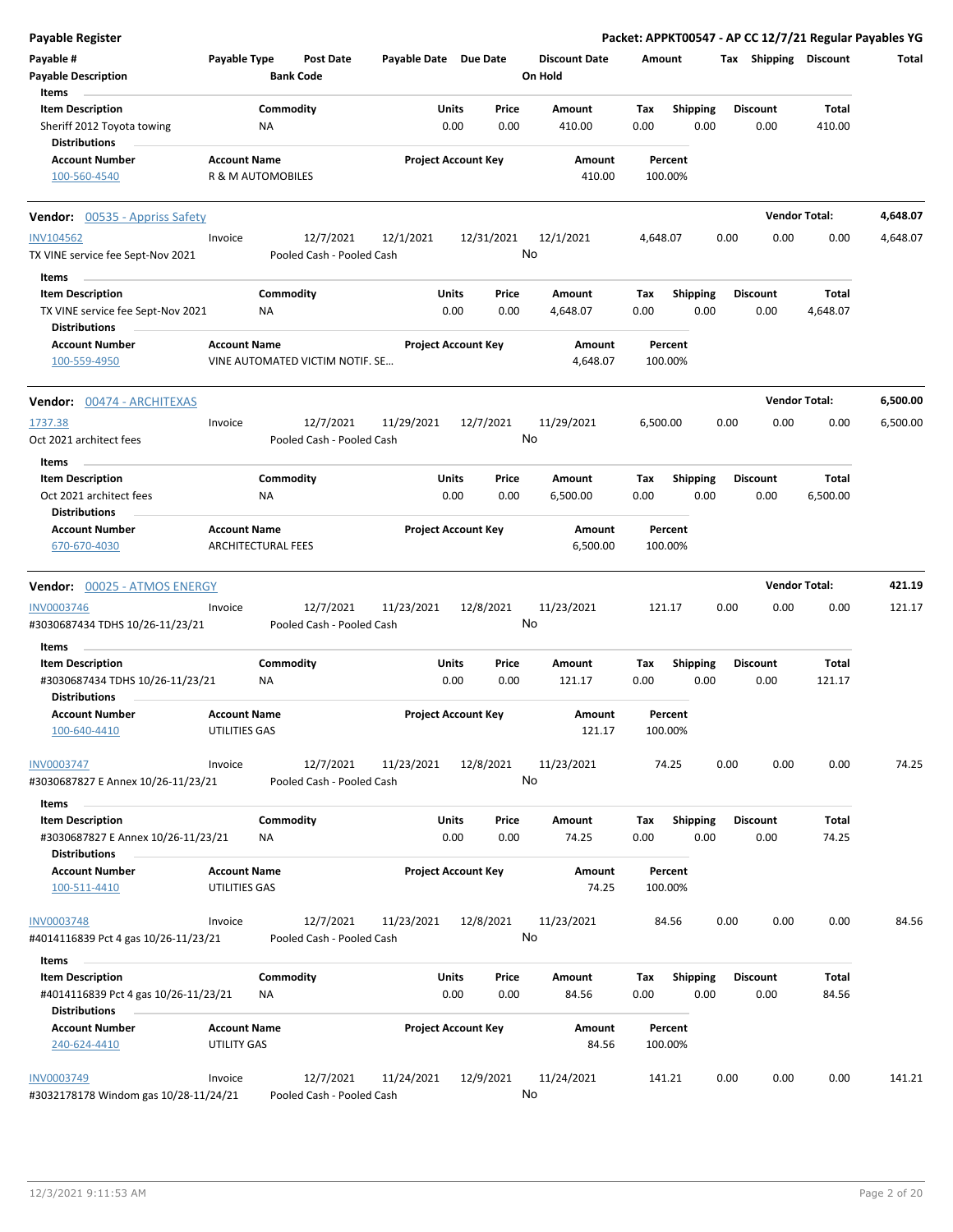**Payable Register** — **Packet: APPKT00547 - AP CC 12/7/21 Regular Payables YG**

| Payable # / Payable Description | Payable Type | Post Date / Bank Code | Payable Date | Due Date | Discount Date / On Hold | Amount | Tax | Shipping | Discount | Total |
|---|---|---|---|---|---|---|---|---|---|---|

**Items**

| Item Description | Commodity | Units | Price | Amount | Tax | Shipping | Discount | Total |
|---|---|---|---|---|---|---|---|---|
| Sheriff 2012 Toyota towing | NA | 0.00 | 0.00 | 410.00 | 0.00 | 0.00 | 0.00 | 410.00 |

**Distributions**

| Account Number | Account Name | Project Account Key | Amount | Percent |
|---|---|---|---|---|
| 100-560-4540 | R & M AUTOMOBILES | | 410.00 | 100.00% |

---

**Vendor: 00535 - Appriss Safety** — **Vendor Total: 4,648.07**

| Payable # | Payable Type | Post Date | Payable Date | Due Date | Discount Date | Amount | Tax | Shipping | Discount | Total |
|---|---|---|---|---|---|---|---|---|---|---|
| INV104562 | Invoice | 12/7/2021 | 12/1/2021 | 12/31/2021 | 12/1/2021 | 4,648.07 | 0.00 | 0.00 | 0.00 | 4,648.07 |
| TX VINE service fee Sept-Nov 2021 | | Pooled Cash - Pooled Cash | | | No | | | | | |

**Items**

| Item Description | Commodity | Units | Price | Amount | Tax | Shipping | Discount | Total |
|---|---|---|---|---|---|---|---|---|
| TX VINE service fee Sept-Nov 2021 | NA | 0.00 | 0.00 | 4,648.07 | 0.00 | 0.00 | 0.00 | 4,648.07 |

**Distributions**

| Account Number | Account Name | Project Account Key | Amount | Percent |
|---|---|---|---|---|
| 100-559-4950 | VINE AUTOMATED VICTIM NOTIF. SE… | | 4,648.07 | 100.00% |

---

**Vendor: 00474 - ARCHITEXAS** — **Vendor Total: 6,500.00**

| Payable # | Payable Type | Post Date | Payable Date | Due Date | Discount Date | Amount | Tax | Shipping | Discount | Total |
|---|---|---|---|---|---|---|---|---|---|---|
| 1737.38 | Invoice | 12/7/2021 | 11/29/2021 | 12/7/2021 | 11/29/2021 | 6,500.00 | 0.00 | 0.00 | 0.00 | 6,500.00 |
| Oct 2021 architect fees | | Pooled Cash - Pooled Cash | | | No | | | | | |

**Items**

| Item Description | Commodity | Units | Price | Amount | Tax | Shipping | Discount | Total |
|---|---|---|---|---|---|---|---|---|
| Oct 2021 architect fees | NA | 0.00 | 0.00 | 6,500.00 | 0.00 | 0.00 | 0.00 | 6,500.00 |

**Distributions**

| Account Number | Account Name | Project Account Key | Amount | Percent |
|---|---|---|---|---|
| 670-670-4030 | ARCHITECTURAL FEES | | 6,500.00 | 100.00% |

---

**Vendor: 00025 - ATMOS ENERGY** — **Vendor Total: 421.19**

| Payable # | Payable Type | Post Date | Payable Date | Due Date | Discount Date | Amount | Tax | Shipping | Discount | Total |
|---|---|---|---|---|---|---|---|---|---|---|
| INV0003746 | Invoice | 12/7/2021 | 11/23/2021 | 12/8/2021 | 11/23/2021 | 121.17 | 0.00 | 0.00 | 0.00 | 121.17 |
| #3030687434 TDHS 10/26-11/23/21 | | Pooled Cash - Pooled Cash | | | No | | | | | |

**Items**

| Item Description | Commodity | Units | Price | Amount | Tax | Shipping | Discount | Total |
|---|---|---|---|---|---|---|---|---|
| #3030687434 TDHS 10/26-11/23/21 | NA | 0.00 | 0.00 | 121.17 | 0.00 | 0.00 | 0.00 | 121.17 |

**Distributions**

| Account Number | Account Name | Project Account Key | Amount | Percent |
|---|---|---|---|---|
| 100-640-4410 | UTILITIES GAS | | 121.17 | 100.00% |

| Payable # | Payable Type | Post Date | Payable Date | Due Date | Discount Date | Amount | Tax | Shipping | Discount | Total |
|---|---|---|---|---|---|---|---|---|---|---|
| INV0003747 | Invoice | 12/7/2021 | 11/23/2021 | 12/8/2021 | 11/23/2021 | 74.25 | 0.00 | 0.00 | 0.00 | 74.25 |
| #3030687827 E Annex 10/26-11/23/21 | | Pooled Cash - Pooled Cash | | | No | | | | | |

**Items**

| Item Description | Commodity | Units | Price | Amount | Tax | Shipping | Discount | Total |
|---|---|---|---|---|---|---|---|---|
| #3030687827 E Annex 10/26-11/23/21 | NA | 0.00 | 0.00 | 74.25 | 0.00 | 0.00 | 0.00 | 74.25 |

**Distributions**

| Account Number | Account Name | Project Account Key | Amount | Percent |
|---|---|---|---|---|
| 100-511-4410 | UTILITIES GAS | | 74.25 | 100.00% |

| Payable # | Payable Type | Post Date | Payable Date | Due Date | Discount Date | Amount | Tax | Shipping | Discount | Total |
|---|---|---|---|---|---|---|---|---|---|---|
| INV0003748 | Invoice | 12/7/2021 | 11/23/2021 | 12/8/2021 | 11/23/2021 | 84.56 | 0.00 | 0.00 | 0.00 | 84.56 |
| #4014116839 Pct 4 gas 10/26-11/23/21 | | Pooled Cash - Pooled Cash | | | No | | | | | |

**Items**

| Item Description | Commodity | Units | Price | Amount | Tax | Shipping | Discount | Total |
|---|---|---|---|---|---|---|---|---|
| #4014116839 Pct 4 gas 10/26-11/23/21 | NA | 0.00 | 0.00 | 84.56 | 0.00 | 0.00 | 0.00 | 84.56 |

**Distributions**

| Account Number | Account Name | Project Account Key | Amount | Percent |
|---|---|---|---|---|
| 240-624-4410 | UTILITY GAS | | 84.56 | 100.00% |

| Payable # | Payable Type | Post Date | Payable Date | Due Date | Discount Date | Amount | Tax | Shipping | Discount | Total |
|---|---|---|---|---|---|---|---|---|---|---|
| INV0003749 | Invoice | 12/7/2021 | 11/24/2021 | 12/9/2021 | 11/24/2021 | 141.21 | 0.00 | 0.00 | 0.00 | 141.21 |
| #3032178178 Windom gas 10/28-11/24/21 | | Pooled Cash - Pooled Cash | | | No | | | | | |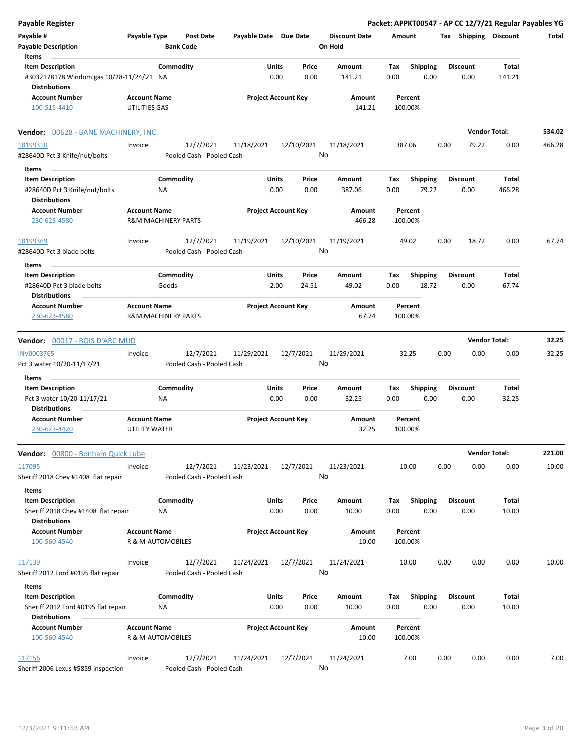**Payable Register** — **Packet: APPKT00547 - AP CC 12/7/21 Regular Payables YG**

| Payable # / Payable Description | Payable Type | Post Date / Bank Code | Payable Date | Due Date | Discount Date / On Hold | Amount | Tax | Shipping | Discount | Total |
|---|---|---|---|---|---|---|---|---|---|---|

Items

| Item Description | Commodity | Units | Price | Amount | Tax | Shipping | Discount | Total |
|---|---|---|---|---|---|---|---|---|
| #3032178178 Windom gas 10/28-11/24/21 | NA | 0.00 | 0.00 | 141.21 | 0.00 | 0.00 | 0.00 | 141.21 |

Distributions

| Account Number | Account Name | Project Account Key | Amount | Percent |
|---|---|---|---|---|
| 100-515-4410 | UTILITIES GAS | | 141.21 | 100.00% |

---

**Vendor: 00628 - BANE MACHINERY, INC.** — **Vendor Total: 534.02**

| Payable # | Payable Type | Post Date | Payable Date | Due Date | Discount Date | Amount | Tax | Shipping | Discount | Total |
|---|---|---|---|---|---|---|---|---|---|---|
| 18199310 | Invoice | 12/7/2021 | 11/18/2021 | 12/10/2021 | 11/18/2021 | 387.06 | 0.00 | 79.22 | 0.00 | 466.28 |
| #28640D Pct 3 Knife/nut/bolts | | Pooled Cash - Pooled Cash | | | No | | | | | |

Items

| Item Description | Commodity | Units | Price | Amount | Tax | Shipping | Discount | Total |
|---|---|---|---|---|---|---|---|---|
| #28640D Pct 3 Knife/nut/bolts | NA | 0.00 | 0.00 | 387.06 | 0.00 | 79.22 | 0.00 | 466.28 |

Distributions

| Account Number | Account Name | Project Account Key | Amount | Percent |
|---|---|---|---|---|
| 230-623-4580 | R&M MACHINERY PARTS | | 466.28 | 100.00% |

| Payable # | Payable Type | Post Date | Payable Date | Due Date | Discount Date | Amount | Tax | Shipping | Discount | Total |
|---|---|---|---|---|---|---|---|---|---|---|
| 18199369 | Invoice | 12/7/2021 | 11/19/2021 | 12/10/2021 | 11/19/2021 | 49.02 | 0.00 | 18.72 | 0.00 | 67.74 |
| #28640D Pct 3 blade bolts | | Pooled Cash - Pooled Cash | | | No | | | | | |

Items

| Item Description | Commodity | Units | Price | Amount | Tax | Shipping | Discount | Total |
|---|---|---|---|---|---|---|---|---|
| #28640D Pct 3 blade bolts | Goods | 2.00 | 24.51 | 49.02 | 0.00 | 18.72 | 0.00 | 67.74 |

Distributions

| Account Number | Account Name | Project Account Key | Amount | Percent |
|---|---|---|---|---|
| 230-623-4580 | R&M MACHINERY PARTS | | 67.74 | 100.00% |

---

**Vendor: 00017 - BOIS D'ARC MUD** — **Vendor Total: 32.25**

| Payable # | Payable Type | Post Date | Payable Date | Due Date | Discount Date | Amount | Tax | Shipping | Discount | Total |
|---|---|---|---|---|---|---|---|---|---|---|
| INV0003765 | Invoice | 12/7/2021 | 11/29/2021 | 12/7/2021 | 11/29/2021 | 32.25 | 0.00 | 0.00 | 0.00 | 32.25 |
| Pct 3 water 10/20-11/17/21 | | Pooled Cash - Pooled Cash | | | No | | | | | |

Items

| Item Description | Commodity | Units | Price | Amount | Tax | Shipping | Discount | Total |
|---|---|---|---|---|---|---|---|---|
| Pct 3 water 10/20-11/17/21 | NA | 0.00 | 0.00 | 32.25 | 0.00 | 0.00 | 0.00 | 32.25 |

Distributions

| Account Number | Account Name | Project Account Key | Amount | Percent |
|---|---|---|---|---|
| 230-623-4420 | UTILITY WATER | | 32.25 | 100.00% |

---

**Vendor: 00800 - Bonham Quick Lube** — **Vendor Total: 221.00**

| Payable # | Payable Type | Post Date | Payable Date | Due Date | Discount Date | Amount | Tax | Shipping | Discount | Total |
|---|---|---|---|---|---|---|---|---|---|---|
| 117095 | Invoice | 12/7/2021 | 11/23/2021 | 12/7/2021 | 11/23/2021 | 10.00 | 0.00 | 0.00 | 0.00 | 10.00 |
| Sheriff 2018 Chev #1408 flat repair | | Pooled Cash - Pooled Cash | | | No | | | | | |

Items

| Item Description | Commodity | Units | Price | Amount | Tax | Shipping | Discount | Total |
|---|---|---|---|---|---|---|---|---|
| Sheriff 2018 Chev #1408 flat repair | NA | 0.00 | 0.00 | 10.00 | 0.00 | 0.00 | 0.00 | 10.00 |

Distributions

| Account Number | Account Name | Project Account Key | Amount | Percent |
|---|---|---|---|---|
| 100-560-4540 | R & M AUTOMOBILES | | 10.00 | 100.00% |

| Payable # | Payable Type | Post Date | Payable Date | Due Date | Discount Date | Amount | Tax | Shipping | Discount | Total |
|---|---|---|---|---|---|---|---|---|---|---|
| 117139 | Invoice | 12/7/2021 | 11/24/2021 | 12/7/2021 | 11/24/2021 | 10.00 | 0.00 | 0.00 | 0.00 | 10.00 |
| Sheriff 2012 Ford #0195 flat repair | | Pooled Cash - Pooled Cash | | | No | | | | | |

Items

| Item Description | Commodity | Units | Price | Amount | Tax | Shipping | Discount | Total |
|---|---|---|---|---|---|---|---|---|
| Sheriff 2012 Ford #0195 flat repair | NA | 0.00 | 0.00 | 10.00 | 0.00 | 0.00 | 0.00 | 10.00 |

Distributions

| Account Number | Account Name | Project Account Key | Amount | Percent |
|---|---|---|---|---|
| 100-560-4540 | R & M AUTOMOBILES | | 10.00 | 100.00% |

| Payable # | Payable Type | Post Date | Payable Date | Due Date | Discount Date | Amount | Tax | Shipping | Discount | Total |
|---|---|---|---|---|---|---|---|---|---|---|
| 117156 | Invoice | 12/7/2021 | 11/24/2021 | 12/7/2021 | 11/24/2021 | 7.00 | 0.00 | 0.00 | 0.00 | 7.00 |
| Sheriff 2006 Lexus #5859 inspection | | Pooled Cash - Pooled Cash | | | No | | | | | |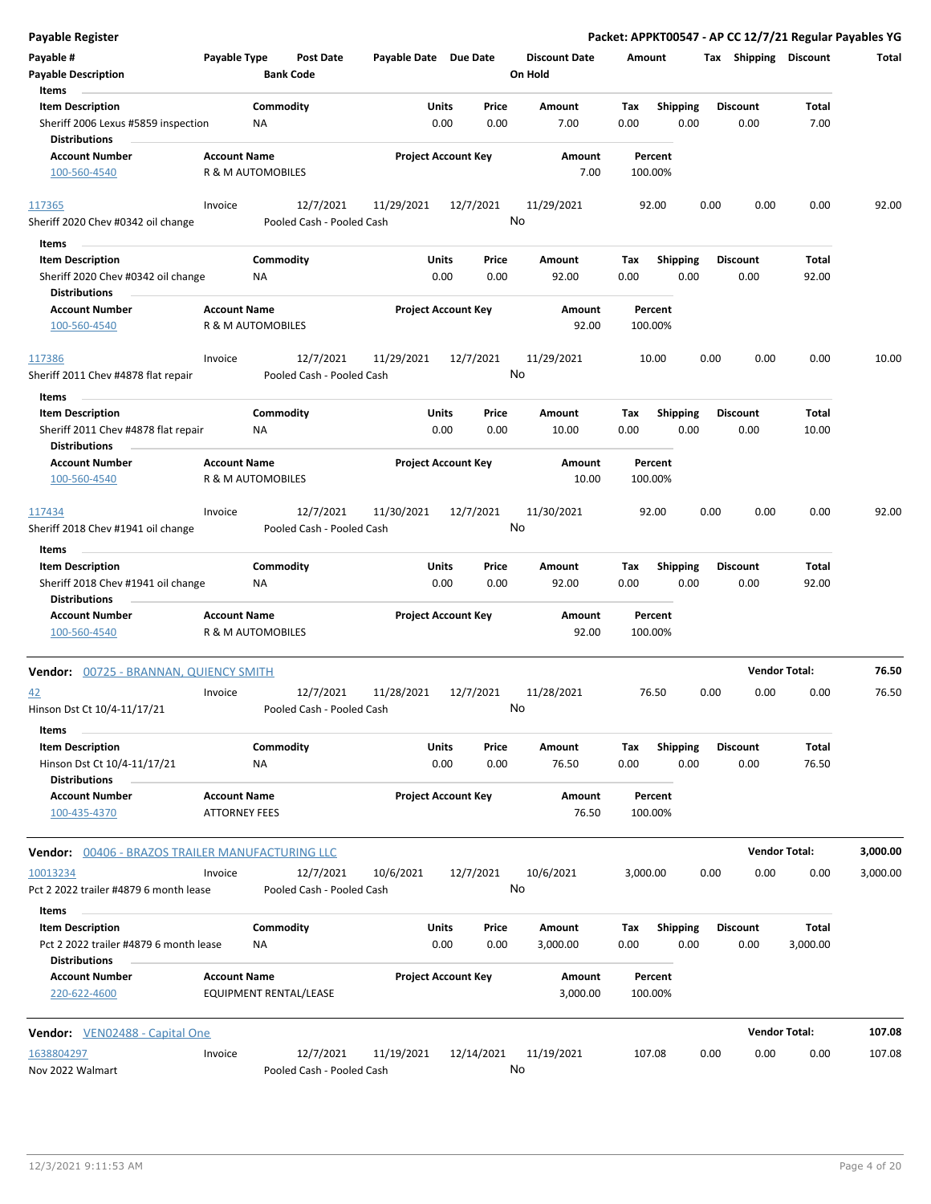| Payable # | Payable Type | Post Date | Payable Date | Due Date | Discount Date | Amount | Tax | Shipping | Discount | Total |
|---|---|---|---|---|---|---|---|---|---|---|
| **Payable Description** | | **Bank Code** | | | **On Hold** | | | | | |

**Items**

| Item Description | Commodity | Units | Price | Amount | Tax | Shipping | Discount | Total |
|---|---|---|---|---|---|---|---|---|
| Sheriff 2006 Lexus #5859 inspection | NA | 0.00 | 0.00 | 7.00 | 0.00 | 0.00 | 0.00 | 7.00 |

**Distributions**

| Account Number | Account Name | Project Account Key | Amount | Percent |
|---|---|---|---|---|
| 100-560-4540 | R & M AUTOMOBILES | | 7.00 | 100.00% |

| Payable # | Payable Type | Post Date | Payable Date | Due Date | Discount Date | Amount | Tax | Shipping | Discount | Total |
|---|---|---|---|---|---|---|---|---|---|---|
| 117365 | Invoice | 12/7/2021 | 11/29/2021 | 12/7/2021 | 11/29/2021 | 92.00 | 0.00 | 0.00 | 0.00 | 92.00 |
| Sheriff 2020 Chev #0342 oil change | | Pooled Cash - Pooled Cash | | | No | | | | | |

**Items**

| Item Description | Commodity | Units | Price | Amount | Tax | Shipping | Discount | Total |
|---|---|---|---|---|---|---|---|---|
| Sheriff 2020 Chev #0342 oil change | NA | 0.00 | 0.00 | 92.00 | 0.00 | 0.00 | 0.00 | 92.00 |

**Distributions**

| Account Number | Account Name | Project Account Key | Amount | Percent |
|---|---|---|---|---|
| 100-560-4540 | R & M AUTOMOBILES | | 92.00 | 100.00% |

| Payable # | Payable Type | Post Date | Payable Date | Due Date | Discount Date | Amount | Tax | Shipping | Discount | Total |
|---|---|---|---|---|---|---|---|---|---|---|
| 117386 | Invoice | 12/7/2021 | 11/29/2021 | 12/7/2021 | 11/29/2021 | 10.00 | 0.00 | 0.00 | 0.00 | 10.00 |
| Sheriff 2011 Chev #4878 flat repair | | Pooled Cash - Pooled Cash | | | No | | | | | |

**Items**

| Item Description | Commodity | Units | Price | Amount | Tax | Shipping | Discount | Total |
|---|---|---|---|---|---|---|---|---|
| Sheriff 2011 Chev #4878 flat repair | NA | 0.00 | 0.00 | 10.00 | 0.00 | 0.00 | 0.00 | 10.00 |

**Distributions**

| Account Number | Account Name | Project Account Key | Amount | Percent |
|---|---|---|---|---|
| 100-560-4540 | R & M AUTOMOBILES | | 10.00 | 100.00% |

| Payable # | Payable Type | Post Date | Payable Date | Due Date | Discount Date | Amount | Tax | Shipping | Discount | Total |
|---|---|---|---|---|---|---|---|---|---|---|
| 117434 | Invoice | 12/7/2021 | 11/30/2021 | 12/7/2021 | 11/30/2021 | 92.00 | 0.00 | 0.00 | 0.00 | 92.00 |
| Sheriff 2018 Chev #1941 oil change | | Pooled Cash - Pooled Cash | | | No | | | | | |

**Items**

| Item Description | Commodity | Units | Price | Amount | Tax | Shipping | Discount | Total |
|---|---|---|---|---|---|---|---|---|
| Sheriff 2018 Chev #1941 oil change | NA | 0.00 | 0.00 | 92.00 | 0.00 | 0.00 | 0.00 | 92.00 |

**Distributions**

| Account Number | Account Name | Project Account Key | Amount | Percent |
|---|---|---|---|---|
| 100-560-4540 | R & M AUTOMOBILES | | 92.00 | 100.00% |

**Vendor: 00725 - BRANNAN, QUIENCY SMITH** — **Vendor Total: 76.50**

| Payable # | Payable Type | Post Date | Payable Date | Due Date | Discount Date | Amount | Tax | Shipping | Discount | Total |
|---|---|---|---|---|---|---|---|---|---|---|
| 42 | Invoice | 12/7/2021 | 11/28/2021 | 12/7/2021 | 11/28/2021 | 76.50 | 0.00 | 0.00 | 0.00 | 76.50 |
| Hinson Dst Ct 10/4-11/17/21 | | Pooled Cash - Pooled Cash | | | No | | | | | |

**Items**

| Item Description | Commodity | Units | Price | Amount | Tax | Shipping | Discount | Total |
|---|---|---|---|---|---|---|---|---|
| Hinson Dst Ct 10/4-11/17/21 | NA | 0.00 | 0.00 | 76.50 | 0.00 | 0.00 | 0.00 | 76.50 |

**Distributions**

| Account Number | Account Name | Project Account Key | Amount | Percent |
|---|---|---|---|---|
| 100-435-4370 | ATTORNEY FEES | | 76.50 | 100.00% |

**Vendor: 00406 - BRAZOS TRAILER MANUFACTURING LLC** — **Vendor Total: 3,000.00**

| Payable # | Payable Type | Post Date | Payable Date | Due Date | Discount Date | Amount | Tax | Shipping | Discount | Total |
|---|---|---|---|---|---|---|---|---|---|---|
| 10013234 | Invoice | 12/7/2021 | 10/6/2021 | 12/7/2021 | 10/6/2021 | 3,000.00 | 0.00 | 0.00 | 0.00 | 3,000.00 |
| Pct 2 2022 trailer #4879 6 month lease | | Pooled Cash - Pooled Cash | | | No | | | | | |

**Items**

| Item Description | Commodity | Units | Price | Amount | Tax | Shipping | Discount | Total |
|---|---|---|---|---|---|---|---|---|
| Pct 2 2022 trailer #4879 6 month lease | NA | 0.00 | 0.00 | 3,000.00 | 0.00 | 0.00 | 0.00 | 3,000.00 |

**Distributions**

| Account Number | Account Name | Project Account Key | Amount | Percent |
|---|---|---|---|---|
| 220-622-4600 | EQUIPMENT RENTAL/LEASE | | 3,000.00 | 100.00% |

**Vendor: VEN02488 - Capital One** — **Vendor Total: 107.08**

| Payable # | Payable Type | Post Date | Payable Date | Due Date | Discount Date | Amount | Tax | Shipping | Discount | Total |
|---|---|---|---|---|---|---|---|---|---|---|
| 1638804297 | Invoice | 12/7/2021 | 11/19/2021 | 12/14/2021 | 11/19/2021 | 107.08 | 0.00 | 0.00 | 0.00 | 107.08 |
| Nov 2022 Walmart | | Pooled Cash - Pooled Cash | | | No | | | | | |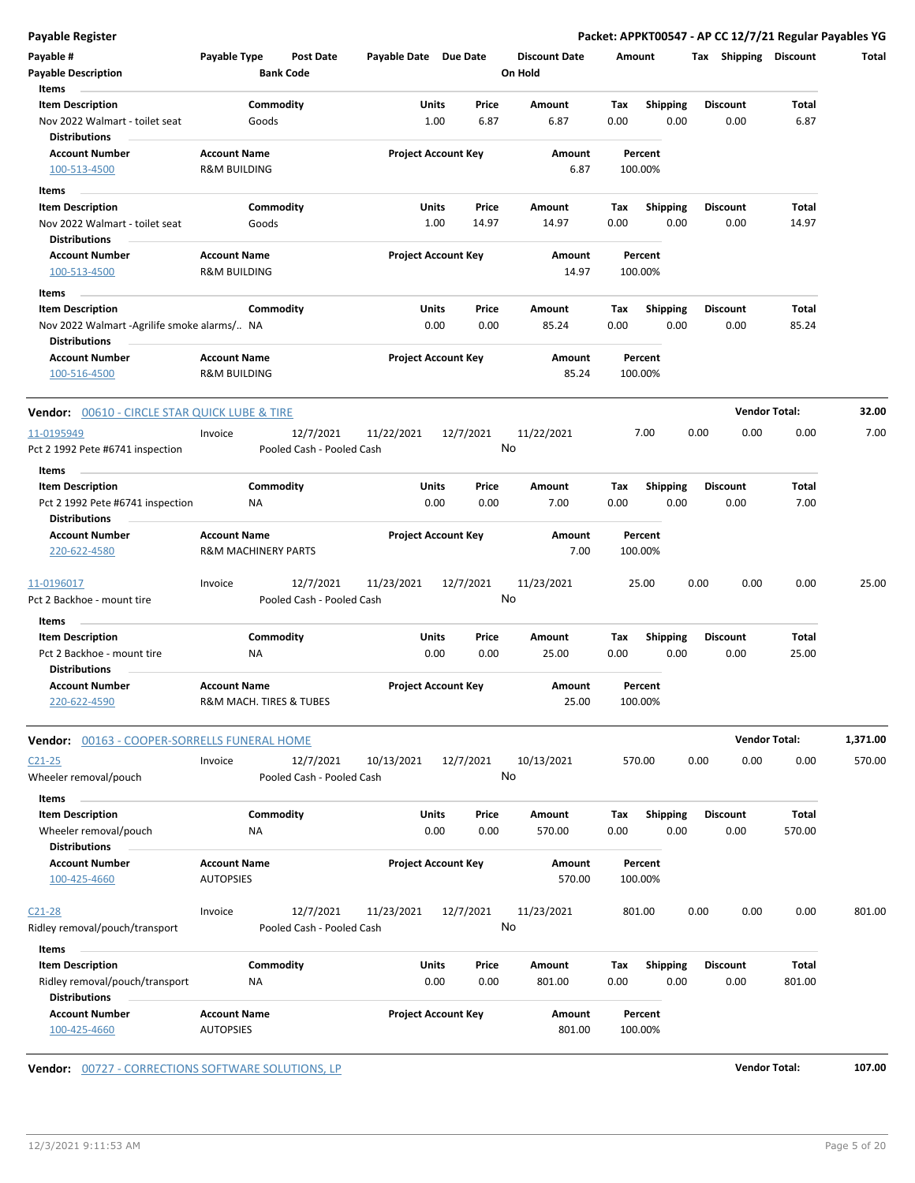**Payable Register** — **Packet: APPKT00547 - AP CC 12/7/21 Regular Payables YG**

| Payable # | Payable Type | Post Date | Payable Date | Due Date | Discount Date | Amount | Tax | Shipping | Discount | Total |
|---|---|---|---|---|---|---|---|---|---|---|
| Payable Description | | Bank Code | | | On Hold | | | | | |

**Items**

| Item Description | Commodity | Units | Price | Amount | Tax | Shipping | Discount | Total |
|---|---|---|---|---|---|---|---|---|
| Nov 2022 Walmart - toilet seat | Goods | 1.00 | 6.87 | 6.87 | 0.00 | 0.00 | 0.00 | 6.87 |

**Distributions**

| Account Number | Account Name | Project Account Key | Amount | Percent |
|---|---|---|---|---|
| 100-513-4500 | R&M BUILDING | | 6.87 | 100.00% |

**Items**

| Item Description | Commodity | Units | Price | Amount | Tax | Shipping | Discount | Total |
|---|---|---|---|---|---|---|---|---|
| Nov 2022 Walmart - toilet seat | Goods | 1.00 | 14.97 | 14.97 | 0.00 | 0.00 | 0.00 | 14.97 |

**Distributions**

| Account Number | Account Name | Project Account Key | Amount | Percent |
|---|---|---|---|---|
| 100-513-4500 | R&M BUILDING | | 14.97 | 100.00% |

**Items**

| Item Description | Commodity | Units | Price | Amount | Tax | Shipping | Discount | Total |
|---|---|---|---|---|---|---|---|---|
| Nov 2022 Walmart -Agrilife smoke alarms/.. | NA | 0.00 | 0.00 | 85.24 | 0.00 | 0.00 | 0.00 | 85.24 |

**Distributions**

| Account Number | Account Name | Project Account Key | Amount | Percent |
|---|---|---|---|---|
| 100-516-4500 | R&M BUILDING | | 85.24 | 100.00% |

---

**Vendor:** 00610 - CIRCLE STAR QUICK LUBE & TIRE — **Vendor Total: 32.00**

| Payable # | Payable Type | Post Date | Payable Date | Due Date | Discount Date | Amount | Tax | Shipping | Discount | Total |
|---|---|---|---|---|---|---|---|---|---|---|
| 11-0195949 | Invoice | 12/7/2021 | 11/22/2021 | 12/7/2021 | 11/22/2021 | 7.00 | 0.00 | 0.00 | 0.00 | 7.00 |
| Pct 2 1992 Pete #6741 inspection | | Pooled Cash - Pooled Cash | | | No | | | | | |

**Items**

| Item Description | Commodity | Units | Price | Amount | Tax | Shipping | Discount | Total |
|---|---|---|---|---|---|---|---|---|
| Pct 2 1992 Pete #6741 inspection | NA | 0.00 | 0.00 | 7.00 | 0.00 | 0.00 | 0.00 | 7.00 |

**Distributions**

| Account Number | Account Name | Project Account Key | Amount | Percent |
|---|---|---|---|---|
| 220-622-4580 | R&M MACHINERY PARTS | | 7.00 | 100.00% |

| Payable # | Payable Type | Post Date | Payable Date | Due Date | Discount Date | Amount | Tax | Shipping | Discount | Total |
|---|---|---|---|---|---|---|---|---|---|---|
| 11-0196017 | Invoice | 12/7/2021 | 11/23/2021 | 12/7/2021 | 11/23/2021 | 25.00 | 0.00 | 0.00 | 0.00 | 25.00 |
| Pct 2 Backhoe - mount tire | | Pooled Cash - Pooled Cash | | | No | | | | | |

**Items**

| Item Description | Commodity | Units | Price | Amount | Tax | Shipping | Discount | Total |
|---|---|---|---|---|---|---|---|---|
| Pct 2 Backhoe - mount tire | NA | 0.00 | 0.00 | 25.00 | 0.00 | 0.00 | 0.00 | 25.00 |

**Distributions**

| Account Number | Account Name | Project Account Key | Amount | Percent |
|---|---|---|---|---|
| 220-622-4590 | R&M MACH. TIRES & TUBES | | 25.00 | 100.00% |

---

**Vendor:** 00163 - COOPER-SORRELLS FUNERAL HOME — **Vendor Total: 1,371.00**

| Payable # | Payable Type | Post Date | Payable Date | Due Date | Discount Date | Amount | Tax | Shipping | Discount | Total |
|---|---|---|---|---|---|---|---|---|---|---|
| C21-25 | Invoice | 12/7/2021 | 10/13/2021 | 12/7/2021 | 10/13/2021 | 570.00 | 0.00 | 0.00 | 0.00 | 570.00 |
| Wheeler removal/pouch | | Pooled Cash - Pooled Cash | | | No | | | | | |

**Items**

| Item Description | Commodity | Units | Price | Amount | Tax | Shipping | Discount | Total |
|---|---|---|---|---|---|---|---|---|
| Wheeler removal/pouch | NA | 0.00 | 0.00 | 570.00 | 0.00 | 0.00 | 0.00 | 570.00 |

**Distributions**

| Account Number | Account Name | Project Account Key | Amount | Percent |
|---|---|---|---|---|
| 100-425-4660 | AUTOPSIES | | 570.00 | 100.00% |

| Payable # | Payable Type | Post Date | Payable Date | Due Date | Discount Date | Amount | Tax | Shipping | Discount | Total |
|---|---|---|---|---|---|---|---|---|---|---|
| C21-28 | Invoice | 12/7/2021 | 11/23/2021 | 12/7/2021 | 11/23/2021 | 801.00 | 0.00 | 0.00 | 0.00 | 801.00 |
| Ridley removal/pouch/transport | | Pooled Cash - Pooled Cash | | | No | | | | | |

**Items**

| Item Description | Commodity | Units | Price | Amount | Tax | Shipping | Discount | Total |
|---|---|---|---|---|---|---|---|---|
| Ridley removal/pouch/transport | NA | 0.00 | 0.00 | 801.00 | 0.00 | 0.00 | 0.00 | 801.00 |

**Distributions**

| Account Number | Account Name | Project Account Key | Amount | Percent |
|---|---|---|---|---|
| 100-425-4660 | AUTOPSIES | | 801.00 | 100.00% |

---

**Vendor:** 00727 - CORRECTIONS SOFTWARE SOLUTIONS, LP — **Vendor Total: 107.00**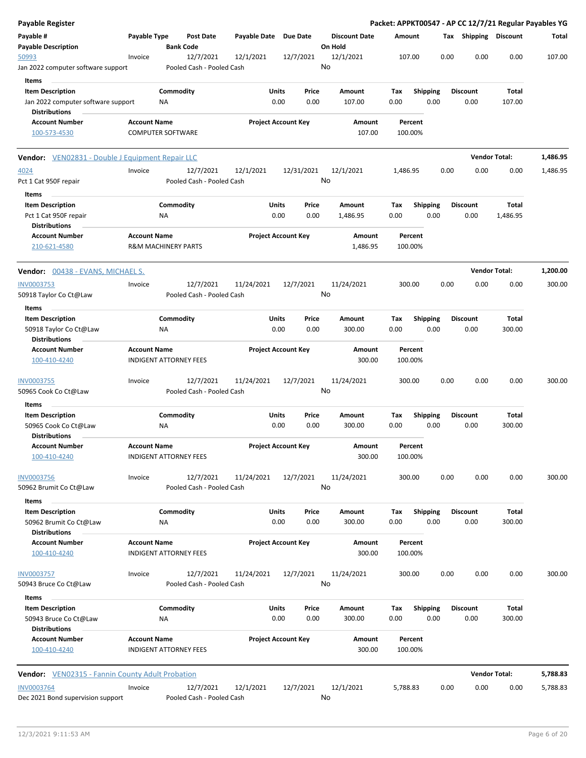**Payable Register** — **Packet: APPKT00547 - AP CC 12/7/21 Regular Payables YG**

| Payable # | Payable Type | Post Date | Payable Date | Due Date | Discount Date | Amount | Tax | Shipping | Discount | Total |
|---|---|---|---|---|---|---|---|---|---|---|
| **Payable Description** | | **Bank Code** | | | **On Hold** | | | | | |
| 50993 | Invoice | 12/7/2021 | 12/1/2021 | 12/7/2021 | 12/1/2021 | 107.00 | 0.00 | 0.00 | 0.00 | 107.00 |
| Jan 2022 computer software support | | Pooled Cash - Pooled Cash | | | No | | | | | |

**Items**

| Item Description | Commodity | Units | Price | Amount | Tax | Shipping | Discount | Total |
|---|---|---|---|---|---|---|---|---|
| Jan 2022 computer software support | NA | 0.00 | 0.00 | 107.00 | 0.00 | 0.00 | 0.00 | 107.00 |

**Distributions**

| Account Number | Account Name | Project Account Key | Amount | Percent |
|---|---|---|---|---|
| 100-573-4530 | COMPUTER SOFTWARE | | 107.00 | 100.00% |

**Vendor:** VEN02831 - Double J Equipment Repair LLC — **Vendor Total: 1,486.95**

| Payable # | Payable Type | Post Date | Payable Date | Due Date | Discount Date | Amount | Tax | Shipping | Discount | Total |
|---|---|---|---|---|---|---|---|---|---|---|
| 4024 | Invoice | 12/7/2021 | 12/1/2021 | 12/31/2021 | 12/1/2021 | 1,486.95 | 0.00 | 0.00 | 0.00 | 1,486.95 |
| Pct 1 Cat 950F repair | | Pooled Cash - Pooled Cash | | | No | | | | | |

**Items**

| Item Description | Commodity | Units | Price | Amount | Tax | Shipping | Discount | Total |
|---|---|---|---|---|---|---|---|---|
| Pct 1 Cat 950F repair | NA | 0.00 | 0.00 | 1,486.95 | 0.00 | 0.00 | 0.00 | 1,486.95 |

**Distributions**

| Account Number | Account Name | Project Account Key | Amount | Percent |
|---|---|---|---|---|
| 210-621-4580 | R&M MACHINERY PARTS | | 1,486.95 | 100.00% |

**Vendor:** 00438 - EVANS, MICHAEL S. — **Vendor Total: 1,200.00**

| Payable # | Payable Type | Post Date | Payable Date | Due Date | Discount Date | Amount | Tax | Shipping | Discount | Total |
|---|---|---|---|---|---|---|---|---|---|---|
| INV0003753 | Invoice | 12/7/2021 | 11/24/2021 | 12/7/2021 | 11/24/2021 | 300.00 | 0.00 | 0.00 | 0.00 | 300.00 |
| 50918 Taylor Co Ct@Law | | Pooled Cash - Pooled Cash | | | No | | | | | |

**Items**

| Item Description | Commodity | Units | Price | Amount | Tax | Shipping | Discount | Total |
|---|---|---|---|---|---|---|---|---|
| 50918 Taylor Co Ct@Law | NA | 0.00 | 0.00 | 300.00 | 0.00 | 0.00 | 0.00 | 300.00 |

**Distributions**

| Account Number | Account Name | Project Account Key | Amount | Percent |
|---|---|---|---|---|
| 100-410-4240 | INDIGENT ATTORNEY FEES | | 300.00 | 100.00% |

| Payable # | Payable Type | Post Date | Payable Date | Due Date | Discount Date | Amount | Tax | Shipping | Discount | Total |
|---|---|---|---|---|---|---|---|---|---|---|
| INV0003755 | Invoice | 12/7/2021 | 11/24/2021 | 12/7/2021 | 11/24/2021 | 300.00 | 0.00 | 0.00 | 0.00 | 300.00 |
| 50965 Cook Co Ct@Law | | Pooled Cash - Pooled Cash | | | No | | | | | |

**Items**

| Item Description | Commodity | Units | Price | Amount | Tax | Shipping | Discount | Total |
|---|---|---|---|---|---|---|---|---|
| 50965 Cook Co Ct@Law | NA | 0.00 | 0.00 | 300.00 | 0.00 | 0.00 | 0.00 | 300.00 |

**Distributions**

| Account Number | Account Name | Project Account Key | Amount | Percent |
|---|---|---|---|---|
| 100-410-4240 | INDIGENT ATTORNEY FEES | | 300.00 | 100.00% |

| Payable # | Payable Type | Post Date | Payable Date | Due Date | Discount Date | Amount | Tax | Shipping | Discount | Total |
|---|---|---|---|---|---|---|---|---|---|---|
| INV0003756 | Invoice | 12/7/2021 | 11/24/2021 | 12/7/2021 | 11/24/2021 | 300.00 | 0.00 | 0.00 | 0.00 | 300.00 |
| 50962 Brumit Co Ct@Law | | Pooled Cash - Pooled Cash | | | No | | | | | |

**Items**

| Item Description | Commodity | Units | Price | Amount | Tax | Shipping | Discount | Total |
|---|---|---|---|---|---|---|---|---|
| 50962 Brumit Co Ct@Law | NA | 0.00 | 0.00 | 300.00 | 0.00 | 0.00 | 0.00 | 300.00 |

**Distributions**

| Account Number | Account Name | Project Account Key | Amount | Percent |
|---|---|---|---|---|
| 100-410-4240 | INDIGENT ATTORNEY FEES | | 300.00 | 100.00% |

| Payable # | Payable Type | Post Date | Payable Date | Due Date | Discount Date | Amount | Tax | Shipping | Discount | Total |
|---|---|---|---|---|---|---|---|---|---|---|
| INV0003757 | Invoice | 12/7/2021 | 11/24/2021 | 12/7/2021 | 11/24/2021 | 300.00 | 0.00 | 0.00 | 0.00 | 300.00 |
| 50943 Bruce Co Ct@Law | | Pooled Cash - Pooled Cash | | | No | | | | | |

**Items**

| Item Description | Commodity | Units | Price | Amount | Tax | Shipping | Discount | Total |
|---|---|---|---|---|---|---|---|---|
| 50943 Bruce Co Ct@Law | NA | 0.00 | 0.00 | 300.00 | 0.00 | 0.00 | 0.00 | 300.00 |

**Distributions**

| Account Number | Account Name | Project Account Key | Amount | Percent |
|---|---|---|---|---|
| 100-410-4240 | INDIGENT ATTORNEY FEES | | 300.00 | 100.00% |

**Vendor:** VEN02315 - Fannin County Adult Probation — **Vendor Total: 5,788.83**

| Payable # | Payable Type | Post Date | Payable Date | Due Date | Discount Date | Amount | Tax | Shipping | Discount | Total |
|---|---|---|---|---|---|---|---|---|---|---|
| INV0003764 | Invoice | 12/7/2021 | 12/1/2021 | 12/7/2021 | 12/1/2021 | 5,788.83 | 0.00 | 0.00 | 0.00 | 5,788.83 |
| Dec 2021 Bond supervision support | | Pooled Cash - Pooled Cash | | | No | | | | | |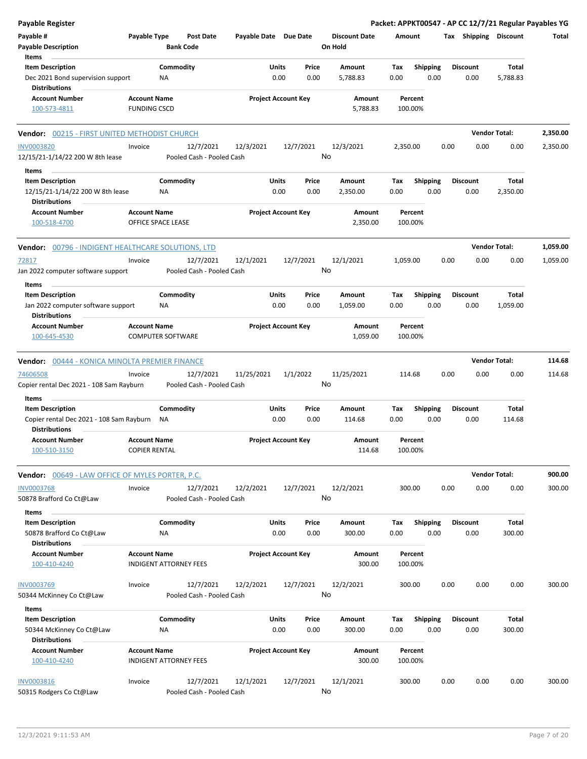**Payable Register** — Packet: APPKT00547 - AP CC 12/7/21 Regular Payables YG

| Payable # | Payable Type | Post Date | Payable Date | Due Date | Discount Date | Amount | Tax | Shipping | Discount | Total |
|---|---|---|---|---|---|---|---|---|---|---|
| Payable Description | | Bank Code | | | On Hold | | | | | |

**Items**

| Item Description | Commodity | Units | Price | Amount | Tax | Shipping | Discount | Total |
|---|---|---|---|---|---|---|---|---|
| Dec 2021 Bond supervision support | NA | 0.00 | 0.00 | 5,788.83 | 0.00 | 0.00 | 0.00 | 5,788.83 |

**Distributions**

| Account Number | Account Name | Project Account Key | Amount | Percent |
|---|---|---|---|---|
| 100-573-4811 | FUNDING CSCD | | 5,788.83 | 100.00% |

**Vendor: 00215 - FIRST UNITED METHODIST CHURCH** — Vendor Total: 2,350.00

| Payable # | Payable Type | Post Date | Payable Date | Due Date | Discount Date | Amount | Tax | Shipping | Discount | Total |
|---|---|---|---|---|---|---|---|---|---|---|
| INV0003820 | Invoice | 12/7/2021 | 12/3/2021 | 12/7/2021 | 12/3/2021 | 2,350.00 | 0.00 | 0.00 | 0.00 | 2,350.00 |
| 12/15/21-1/14/22 200 W 8th lease | | Pooled Cash - Pooled Cash | | | No | | | | | |

**Items**

| Item Description | Commodity | Units | Price | Amount | Tax | Shipping | Discount | Total |
|---|---|---|---|---|---|---|---|---|
| 12/15/21-1/14/22 200 W 8th lease | NA | 0.00 | 0.00 | 2,350.00 | 0.00 | 0.00 | 0.00 | 2,350.00 |

**Distributions**

| Account Number | Account Name | Project Account Key | Amount | Percent |
|---|---|---|---|---|
| 100-518-4700 | OFFICE SPACE LEASE | | 2,350.00 | 100.00% |

**Vendor: 00796 - INDIGENT HEALTHCARE SOLUTIONS, LTD** — Vendor Total: 1,059.00

| Payable # | Payable Type | Post Date | Payable Date | Due Date | Discount Date | Amount | Tax | Shipping | Discount | Total |
|---|---|---|---|---|---|---|---|---|---|---|
| 72817 | Invoice | 12/7/2021 | 12/1/2021 | 12/7/2021 | 12/1/2021 | 1,059.00 | 0.00 | 0.00 | 0.00 | 1,059.00 |
| Jan 2022 computer software support | | Pooled Cash - Pooled Cash | | | No | | | | | |

**Items**

| Item Description | Commodity | Units | Price | Amount | Tax | Shipping | Discount | Total |
|---|---|---|---|---|---|---|---|---|
| Jan 2022 computer software support | NA | 0.00 | 0.00 | 1,059.00 | 0.00 | 0.00 | 0.00 | 1,059.00 |

**Distributions**

| Account Number | Account Name | Project Account Key | Amount | Percent |
|---|---|---|---|---|
| 100-645-4530 | COMPUTER SOFTWARE | | 1,059.00 | 100.00% |

**Vendor: 00444 - KONICA MINOLTA PREMIER FINANCE** — Vendor Total: 114.68

| Payable # | Payable Type | Post Date | Payable Date | Due Date | Discount Date | Amount | Tax | Shipping | Discount | Total |
|---|---|---|---|---|---|---|---|---|---|---|
| 74606508 | Invoice | 12/7/2021 | 11/25/2021 | 1/1/2022 | 11/25/2021 | 114.68 | 0.00 | 0.00 | 0.00 | 114.68 |
| Copier rental Dec 2021 - 108 Sam Rayburn | | Pooled Cash - Pooled Cash | | | No | | | | | |

**Items**

| Item Description | Commodity | Units | Price | Amount | Tax | Shipping | Discount | Total |
|---|---|---|---|---|---|---|---|---|
| Copier rental Dec 2021 - 108 Sam Rayburn | NA | 0.00 | 0.00 | 114.68 | 0.00 | 0.00 | 0.00 | 114.68 |

**Distributions**

| Account Number | Account Name | Project Account Key | Amount | Percent |
|---|---|---|---|---|
| 100-510-3150 | COPIER RENTAL | | 114.68 | 100.00% |

**Vendor: 00649 - LAW OFFICE OF MYLES PORTER, P.C.** — Vendor Total: 900.00

| Payable # | Payable Type | Post Date | Payable Date | Due Date | Discount Date | Amount | Tax | Shipping | Discount | Total |
|---|---|---|---|---|---|---|---|---|---|---|
| INV0003768 | Invoice | 12/7/2021 | 12/2/2021 | 12/7/2021 | 12/2/2021 | 300.00 | 0.00 | 0.00 | 0.00 | 300.00 |
| 50878 Brafford Co Ct@Law | | Pooled Cash - Pooled Cash | | | No | | | | | |

**Items**

| Item Description | Commodity | Units | Price | Amount | Tax | Shipping | Discount | Total |
|---|---|---|---|---|---|---|---|---|
| 50878 Brafford Co Ct@Law | NA | 0.00 | 0.00 | 300.00 | 0.00 | 0.00 | 0.00 | 300.00 |

**Distributions**

| Account Number | Account Name | Project Account Key | Amount | Percent |
|---|---|---|---|---|
| 100-410-4240 | INDIGENT ATTORNEY FEES | | 300.00 | 100.00% |

| Payable # | Payable Type | Post Date | Payable Date | Due Date | Discount Date | Amount | Tax | Shipping | Discount | Total |
|---|---|---|---|---|---|---|---|---|---|---|
| INV0003769 | Invoice | 12/7/2021 | 12/2/2021 | 12/7/2021 | 12/2/2021 | 300.00 | 0.00 | 0.00 | 0.00 | 300.00 |
| 50344 McKinney Co Ct@Law | | Pooled Cash - Pooled Cash | | | No | | | | | |

**Items**

| Item Description | Commodity | Units | Price | Amount | Tax | Shipping | Discount | Total |
|---|---|---|---|---|---|---|---|---|
| 50344 McKinney Co Ct@Law | NA | 0.00 | 0.00 | 300.00 | 0.00 | 0.00 | 0.00 | 300.00 |

**Distributions**

| Account Number | Account Name | Project Account Key | Amount | Percent |
|---|---|---|---|---|
| 100-410-4240 | INDIGENT ATTORNEY FEES | | 300.00 | 100.00% |

| Payable # | Payable Type | Post Date | Payable Date | Due Date | Discount Date | Amount | Tax | Shipping | Discount | Total |
|---|---|---|---|---|---|---|---|---|---|---|
| INV0003816 | Invoice | 12/7/2021 | 12/1/2021 | 12/7/2021 | 12/1/2021 | 300.00 | 0.00 | 0.00 | 0.00 | 300.00 |
| 50315 Rodgers Co Ct@Law | | Pooled Cash - Pooled Cash | | | No | | | | | |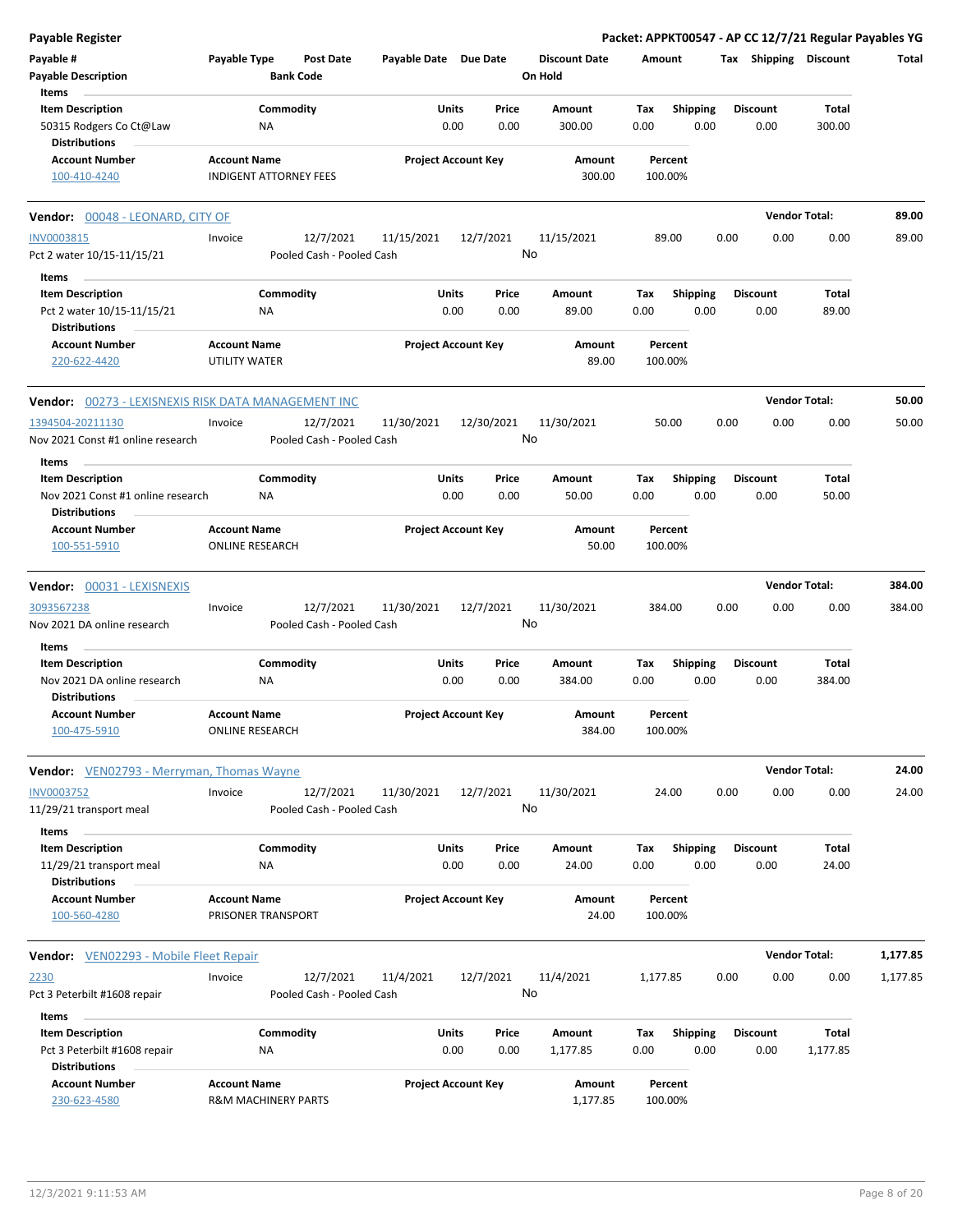**Payable Register** — Packet: APPKT00547 - AP CC 12/7/21 Regular Payables YG

| Payable # | Payable Type | Post Date | Payable Date | Due Date | Discount Date | Amount | Tax | Shipping | Discount | Total |
|---|---|---|---|---|---|---|---|---|---|---|
| Payable Description | | Bank Code | | | On Hold | | | | | |

**Items**

| Item Description | Commodity | Units | Price | Amount | Tax | Shipping | Discount | Total |
|---|---|---|---|---|---|---|---|---|
| 50315 Rodgers Co Ct@Law | NA | 0.00 | 0.00 | 300.00 | 0.00 | 0.00 | 0.00 | 300.00 |

**Distributions**

| Account Number | Account Name | Project Account Key | Amount | Percent |
|---|---|---|---|---|
| 100-410-4240 | INDIGENT ATTORNEY FEES | | 300.00 | 100.00% |

---

**Vendor: 00048 - LEONARD, CITY OF** — Vendor Total: **89.00**

| Payable # | Payable Type | Post Date | Payable Date | Due Date | Discount Date | Amount | Tax | Shipping | Discount | Total |
|---|---|---|---|---|---|---|---|---|---|---|
| INV0003815 | Invoice | 12/7/2021 | 11/15/2021 | 12/7/2021 | 11/15/2021 | 89.00 | 0.00 | 0.00 | 0.00 | 89.00 |
| Pct 2 water 10/15-11/15/21 | | Pooled Cash - Pooled Cash | | | No | | | | | |

**Items**

| Item Description | Commodity | Units | Price | Amount | Tax | Shipping | Discount | Total |
|---|---|---|---|---|---|---|---|---|
| Pct 2 water 10/15-11/15/21 | NA | 0.00 | 0.00 | 89.00 | 0.00 | 0.00 | 0.00 | 89.00 |

**Distributions**

| Account Number | Account Name | Project Account Key | Amount | Percent |
|---|---|---|---|---|
| 220-622-4420 | UTILITY WATER | | 89.00 | 100.00% |

---

**Vendor: 00273 - LEXISNEXIS RISK DATA MANAGEMENT INC** — Vendor Total: **50.00**

| Payable # | Payable Type | Post Date | Payable Date | Due Date | Discount Date | Amount | Tax | Shipping | Discount | Total |
|---|---|---|---|---|---|---|---|---|---|---|
| 1394504-20211130 | Invoice | 12/7/2021 | 11/30/2021 | 12/30/2021 | 11/30/2021 | 50.00 | 0.00 | 0.00 | 0.00 | 50.00 |
| Nov 2021 Const #1 online research | | Pooled Cash - Pooled Cash | | | No | | | | | |

**Items**

| Item Description | Commodity | Units | Price | Amount | Tax | Shipping | Discount | Total |
|---|---|---|---|---|---|---|---|---|
| Nov 2021 Const #1 online research | NA | 0.00 | 0.00 | 50.00 | 0.00 | 0.00 | 0.00 | 50.00 |

**Distributions**

| Account Number | Account Name | Project Account Key | Amount | Percent |
|---|---|---|---|---|
| 100-551-5910 | ONLINE RESEARCH | | 50.00 | 100.00% |

---

**Vendor: 00031 - LEXISNEXIS** — Vendor Total: **384.00**

| Payable # | Payable Type | Post Date | Payable Date | Due Date | Discount Date | Amount | Tax | Shipping | Discount | Total |
|---|---|---|---|---|---|---|---|---|---|---|
| 3093567238 | Invoice | 12/7/2021 | 11/30/2021 | 12/7/2021 | 11/30/2021 | 384.00 | 0.00 | 0.00 | 0.00 | 384.00 |
| Nov 2021 DA online research | | Pooled Cash - Pooled Cash | | | No | | | | | |

**Items**

| Item Description | Commodity | Units | Price | Amount | Tax | Shipping | Discount | Total |
|---|---|---|---|---|---|---|---|---|
| Nov 2021 DA online research | NA | 0.00 | 0.00 | 384.00 | 0.00 | 0.00 | 0.00 | 384.00 |

**Distributions**

| Account Number | Account Name | Project Account Key | Amount | Percent |
|---|---|---|---|---|
| 100-475-5910 | ONLINE RESEARCH | | 384.00 | 100.00% |

---

**Vendor: VEN02793 - Merryman, Thomas Wayne** — Vendor Total: **24.00**

| Payable # | Payable Type | Post Date | Payable Date | Due Date | Discount Date | Amount | Tax | Shipping | Discount | Total |
|---|---|---|---|---|---|---|---|---|---|---|
| INV0003752 | Invoice | 12/7/2021 | 11/30/2021 | 12/7/2021 | 11/30/2021 | 24.00 | 0.00 | 0.00 | 0.00 | 24.00 |
| 11/29/21 transport meal | | Pooled Cash - Pooled Cash | | | No | | | | | |

**Items**

| Item Description | Commodity | Units | Price | Amount | Tax | Shipping | Discount | Total |
|---|---|---|---|---|---|---|---|---|
| 11/29/21 transport meal | NA | 0.00 | 0.00 | 24.00 | 0.00 | 0.00 | 0.00 | 24.00 |

**Distributions**

| Account Number | Account Name | Project Account Key | Amount | Percent |
|---|---|---|---|---|
| 100-560-4280 | PRISONER TRANSPORT | | 24.00 | 100.00% |

---

**Vendor: VEN02293 - Mobile Fleet Repair** — Vendor Total: **1,177.85**

| Payable # | Payable Type | Post Date | Payable Date | Due Date | Discount Date | Amount | Tax | Shipping | Discount | Total |
|---|---|---|---|---|---|---|---|---|---|---|
| 2230 | Invoice | 12/7/2021 | 11/4/2021 | 12/7/2021 | 11/4/2021 | 1,177.85 | 0.00 | 0.00 | 0.00 | 1,177.85 |
| Pct 3 Peterbilt #1608 repair | | Pooled Cash - Pooled Cash | | | No | | | | | |

**Items**

| Item Description | Commodity | Units | Price | Amount | Tax | Shipping | Discount | Total |
|---|---|---|---|---|---|---|---|---|
| Pct 3 Peterbilt #1608 repair | NA | 0.00 | 0.00 | 1,177.85 | 0.00 | 0.00 | 0.00 | 1,177.85 |

**Distributions**

| Account Number | Account Name | Project Account Key | Amount | Percent |
|---|---|---|---|---|
| 230-623-4580 | R&M MACHINERY PARTS | | 1,177.85 | 100.00% |

12/3/2021 9:11:53 AM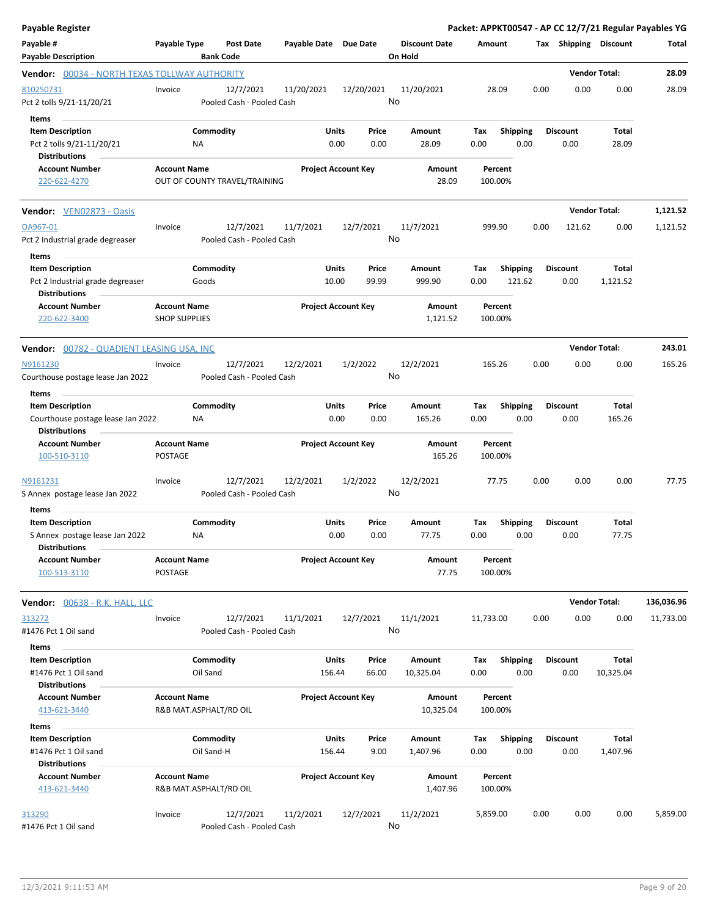# Payable Register

**Packet: APPKT00547 - AP CC 12/7/21 Regular Payables YG**

| Payable # / Payable Description | Payable Type | Post Date / Bank Code | Payable Date | Due Date | Discount Date / On Hold | Amount | Tax | Shipping | Discount | Total |
|---|---|---|---|---|---|---|---|---|---|---|

## Vendor: 00034 - NORTH TEXAS TOLLWAY AUTHORITY — Vendor Total: 28.09

| Payable # | Payable Type | Post Date | Payable Date | Due Date | Discount Date | Amount | Tax | Shipping | Discount | Total |
|---|---|---|---|---|---|---|---|---|---|---|
| 810250731 | Invoice | 12/7/2021 | 11/20/2021 | 12/20/2021 | 11/20/2021 | 28.09 | 0.00 | 0.00 | 0.00 | 28.09 |
| Pct 2 tolls 9/21-11/20/21 | | Pooled Cash - Pooled Cash | | | No | | | | | |

**Items**

| Item Description | Commodity | Units | Price | Amount | Tax | Shipping | Discount | Total |
|---|---|---|---|---|---|---|---|---|
| Pct 2 tolls 9/21-11/20/21 | NA | 0.00 | 0.00 | 28.09 | 0.00 | 0.00 | 0.00 | 28.09 |

**Distributions**

| Account Number | Account Name | Project Account Key | Amount | Percent |
|---|---|---|---|---|
| 220-622-4270 | OUT OF COUNTY TRAVEL/TRAINING | | 28.09 | 100.00% |

## Vendor: VEN02873 - Oasis — Vendor Total: 1,121.52

| Payable # | Payable Type | Post Date | Payable Date | Due Date | Discount Date | Amount | Tax | Shipping | Discount | Total |
|---|---|---|---|---|---|---|---|---|---|---|
| OA967-01 | Invoice | 12/7/2021 | 11/7/2021 | 12/7/2021 | 11/7/2021 | 999.90 | 0.00 | 121.62 | 0.00 | 1,121.52 |
| Pct 2 Industrial grade degreaser | | Pooled Cash - Pooled Cash | | | No | | | | | |

**Items**

| Item Description | Commodity | Units | Price | Amount | Tax | Shipping | Discount | Total |
|---|---|---|---|---|---|---|---|---|
| Pct 2 Industrial grade degreaser | Goods | 10.00 | 99.99 | 999.90 | 0.00 | 121.62 | 0.00 | 1,121.52 |

**Distributions**

| Account Number | Account Name | Project Account Key | Amount | Percent |
|---|---|---|---|---|
| 220-622-3400 | SHOP SUPPLIES | | 1,121.52 | 100.00% |

## Vendor: 00782 - QUADIENT LEASING USA, INC — Vendor Total: 243.01

| Payable # | Payable Type | Post Date | Payable Date | Due Date | Discount Date | Amount | Tax | Shipping | Discount | Total |
|---|---|---|---|---|---|---|---|---|---|---|
| N9161230 | Invoice | 12/7/2021 | 12/2/2021 | 1/2/2022 | 12/2/2021 | 165.26 | 0.00 | 0.00 | 0.00 | 165.26 |
| Courthouse postage lease Jan 2022 | | Pooled Cash - Pooled Cash | | | No | | | | | |

**Items**

| Item Description | Commodity | Units | Price | Amount | Tax | Shipping | Discount | Total |
|---|---|---|---|---|---|---|---|---|
| Courthouse postage lease Jan 2022 | NA | 0.00 | 0.00 | 165.26 | 0.00 | 0.00 | 0.00 | 165.26 |

**Distributions**

| Account Number | Account Name | Project Account Key | Amount | Percent |
|---|---|---|---|---|
| 100-510-3110 | POSTAGE | | 165.26 | 100.00% |

| Payable # | Payable Type | Post Date | Payable Date | Due Date | Discount Date | Amount | Tax | Shipping | Discount | Total |
|---|---|---|---|---|---|---|---|---|---|---|
| N9161231 | Invoice | 12/7/2021 | 12/2/2021 | 1/2/2022 | 12/2/2021 | 77.75 | 0.00 | 0.00 | 0.00 | 77.75 |
| S Annex postage lease Jan 2022 | | Pooled Cash - Pooled Cash | | | No | | | | | |

**Items**

| Item Description | Commodity | Units | Price | Amount | Tax | Shipping | Discount | Total |
|---|---|---|---|---|---|---|---|---|
| S Annex postage lease Jan 2022 | NA | 0.00 | 0.00 | 77.75 | 0.00 | 0.00 | 0.00 | 77.75 |

**Distributions**

| Account Number | Account Name | Project Account Key | Amount | Percent |
|---|---|---|---|---|
| 100-513-3110 | POSTAGE | | 77.75 | 100.00% |

## Vendor: 00638 - R.K. HALL, LLC — Vendor Total: 136,036.96

| Payable # | Payable Type | Post Date | Payable Date | Due Date | Discount Date | Amount | Tax | Shipping | Discount | Total |
|---|---|---|---|---|---|---|---|---|---|---|
| 313272 | Invoice | 12/7/2021 | 11/1/2021 | 12/7/2021 | 11/1/2021 | 11,733.00 | 0.00 | 0.00 | 0.00 | 11,733.00 |
| #1476 Pct 1 Oil sand | | Pooled Cash - Pooled Cash | | | No | | | | | |

**Items**

| Item Description | Commodity | Units | Price | Amount | Tax | Shipping | Discount | Total |
|---|---|---|---|---|---|---|---|---|
| #1476 Pct 1 Oil sand | Oil Sand | 156.44 | 66.00 | 10,325.04 | 0.00 | 0.00 | 0.00 | 10,325.04 |

**Distributions**

| Account Number | Account Name | Project Account Key | Amount | Percent |
|---|---|---|---|---|
| 413-621-3440 | R&B MAT.ASPHALT/RD OIL | | 10,325.04 | 100.00% |

**Items**

| Item Description | Commodity | Units | Price | Amount | Tax | Shipping | Discount | Total |
|---|---|---|---|---|---|---|---|---|
| #1476 Pct 1 Oil sand | Oil Sand-H | 156.44 | 9.00 | 1,407.96 | 0.00 | 0.00 | 0.00 | 1,407.96 |

**Distributions**

| Account Number | Account Name | Project Account Key | Amount | Percent |
|---|---|---|---|---|
| 413-621-3440 | R&B MAT.ASPHALT/RD OIL | | 1,407.96 | 100.00% |

| Payable # | Payable Type | Post Date | Payable Date | Due Date | Discount Date | Amount | Tax | Shipping | Discount | Total |
|---|---|---|---|---|---|---|---|---|---|---|
| 313290 | Invoice | 12/7/2021 | 11/2/2021 | 12/7/2021 | 11/2/2021 | 5,859.00 | 0.00 | 0.00 | 0.00 | 5,859.00 |
| #1476 Pct 1 Oil sand | | Pooled Cash - Pooled Cash | | | No | | | | | |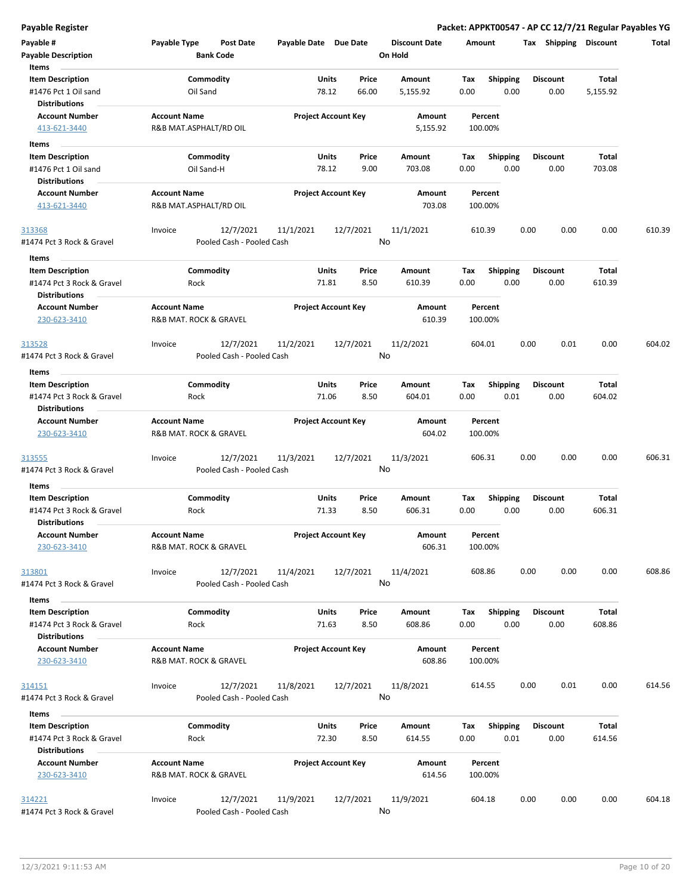# Payable Register

**Packet: APPKT00547 - AP CC 12/7/21 Regular Payables YG**

| Payable # | Payable Type | Post Date | Payable Date | Due Date | Discount Date | Amount | Tax | Shipping | Discount | Total |
|---|---|---|---|---|---|---|---|---|---|---|
| **Payable Description** | | **Bank Code** | | | **On Hold** | | | | | |

**Items**

| Item Description | Commodity | Units | Price | Amount | Tax | Shipping | Discount | Total |
|---|---|---|---|---|---|---|---|---|
| #1476 Pct 1 Oil sand | Oil Sand | 78.12 | 66.00 | 5,155.92 | 0.00 | 0.00 | 0.00 | 5,155.92 |

**Distributions**

| Account Number | Account Name | Project Account Key | Amount | Percent |
|---|---|---|---|---|
| 413-621-3440 | R&B MAT.ASPHALT/RD OIL | | 5,155.92 | 100.00% |

**Items**

| Item Description | Commodity | Units | Price | Amount | Tax | Shipping | Discount | Total |
|---|---|---|---|---|---|---|---|---|
| #1476 Pct 1 Oil sand | Oil Sand-H | 78.12 | 9.00 | 703.08 | 0.00 | 0.00 | 0.00 | 703.08 |

**Distributions**

| Account Number | Account Name | Project Account Key | Amount | Percent |
|---|---|---|---|---|
| 413-621-3440 | R&B MAT.ASPHALT/RD OIL | | 703.08 | 100.00% |

| Payable # | Payable Type | Post Date | Payable Date | Due Date | Discount Date | Amount | Tax | Shipping | Discount | Total |
|---|---|---|---|---|---|---|---|---|---|---|
| 313368 | Invoice | 12/7/2021 | 11/1/2021 | 12/7/2021 | 11/1/2021 | 610.39 | 0.00 | 0.00 | 0.00 | 610.39 |
| #1474 Pct 3 Rock & Gravel | | Pooled Cash - Pooled Cash | | | No | | | | | |

**Items**

| Item Description | Commodity | Units | Price | Amount | Tax | Shipping | Discount | Total |
|---|---|---|---|---|---|---|---|---|
| #1474 Pct 3 Rock & Gravel | Rock | 71.81 | 8.50 | 610.39 | 0.00 | 0.00 | 0.00 | 610.39 |

**Distributions**

| Account Number | Account Name | Project Account Key | Amount | Percent |
|---|---|---|---|---|
| 230-623-3410 | R&B MAT. ROCK & GRAVEL | | 610.39 | 100.00% |

| Payable # | Payable Type | Post Date | Payable Date | Due Date | Discount Date | Amount | Tax | Shipping | Discount | Total |
|---|---|---|---|---|---|---|---|---|---|---|
| 313528 | Invoice | 12/7/2021 | 11/2/2021 | 12/7/2021 | 11/2/2021 | 604.01 | 0.00 | 0.01 | 0.00 | 604.02 |
| #1474 Pct 3 Rock & Gravel | | Pooled Cash - Pooled Cash | | | No | | | | | |

**Items**

| Item Description | Commodity | Units | Price | Amount | Tax | Shipping | Discount | Total |
|---|---|---|---|---|---|---|---|---|
| #1474 Pct 3 Rock & Gravel | Rock | 71.06 | 8.50 | 604.01 | 0.00 | 0.01 | 0.00 | 604.02 |

**Distributions**

| Account Number | Account Name | Project Account Key | Amount | Percent |
|---|---|---|---|---|
| 230-623-3410 | R&B MAT. ROCK & GRAVEL | | 604.02 | 100.00% |

| Payable # | Payable Type | Post Date | Payable Date | Due Date | Discount Date | Amount | Tax | Shipping | Discount | Total |
|---|---|---|---|---|---|---|---|---|---|---|
| 313555 | Invoice | 12/7/2021 | 11/3/2021 | 12/7/2021 | 11/3/2021 | 606.31 | 0.00 | 0.00 | 0.00 | 606.31 |
| #1474 Pct 3 Rock & Gravel | | Pooled Cash - Pooled Cash | | | No | | | | | |

**Items**

| Item Description | Commodity | Units | Price | Amount | Tax | Shipping | Discount | Total |
|---|---|---|---|---|---|---|---|---|
| #1474 Pct 3 Rock & Gravel | Rock | 71.33 | 8.50 | 606.31 | 0.00 | 0.00 | 0.00 | 606.31 |

**Distributions**

| Account Number | Account Name | Project Account Key | Amount | Percent |
|---|---|---|---|---|
| 230-623-3410 | R&B MAT. ROCK & GRAVEL | | 606.31 | 100.00% |

| Payable # | Payable Type | Post Date | Payable Date | Due Date | Discount Date | Amount | Tax | Shipping | Discount | Total |
|---|---|---|---|---|---|---|---|---|---|---|
| 313801 | Invoice | 12/7/2021 | 11/4/2021 | 12/7/2021 | 11/4/2021 | 608.86 | 0.00 | 0.00 | 0.00 | 608.86 |
| #1474 Pct 3 Rock & Gravel | | Pooled Cash - Pooled Cash | | | No | | | | | |

**Items**

| Item Description | Commodity | Units | Price | Amount | Tax | Shipping | Discount | Total |
|---|---|---|---|---|---|---|---|---|
| #1474 Pct 3 Rock & Gravel | Rock | 71.63 | 8.50 | 608.86 | 0.00 | 0.00 | 0.00 | 608.86 |

**Distributions**

| Account Number | Account Name | Project Account Key | Amount | Percent |
|---|---|---|---|---|
| 230-623-3410 | R&B MAT. ROCK & GRAVEL | | 608.86 | 100.00% |

| Payable # | Payable Type | Post Date | Payable Date | Due Date | Discount Date | Amount | Tax | Shipping | Discount | Total |
|---|---|---|---|---|---|---|---|---|---|---|
| 314151 | Invoice | 12/7/2021 | 11/8/2021 | 12/7/2021 | 11/8/2021 | 614.55 | 0.00 | 0.01 | 0.00 | 614.56 |
| #1474 Pct 3 Rock & Gravel | | Pooled Cash - Pooled Cash | | | No | | | | | |

**Items**

| Item Description | Commodity | Units | Price | Amount | Tax | Shipping | Discount | Total |
|---|---|---|---|---|---|---|---|---|
| #1474 Pct 3 Rock & Gravel | Rock | 72.30 | 8.50 | 614.55 | 0.00 | 0.01 | 0.00 | 614.56 |

**Distributions**

| Account Number | Account Name | Project Account Key | Amount | Percent |
|---|---|---|---|---|
| 230-623-3410 | R&B MAT. ROCK & GRAVEL | | 614.56 | 100.00% |

| Payable # | Payable Type | Post Date | Payable Date | Due Date | Discount Date | Amount | Tax | Shipping | Discount | Total |
|---|---|---|---|---|---|---|---|---|---|---|
| 314221 | Invoice | 12/7/2021 | 11/9/2021 | 12/7/2021 | 11/9/2021 | 604.18 | 0.00 | 0.00 | 0.00 | 604.18 |
| #1474 Pct 3 Rock & Gravel | | Pooled Cash - Pooled Cash | | | No | | | | | |

12/3/2021 9:11:53 AM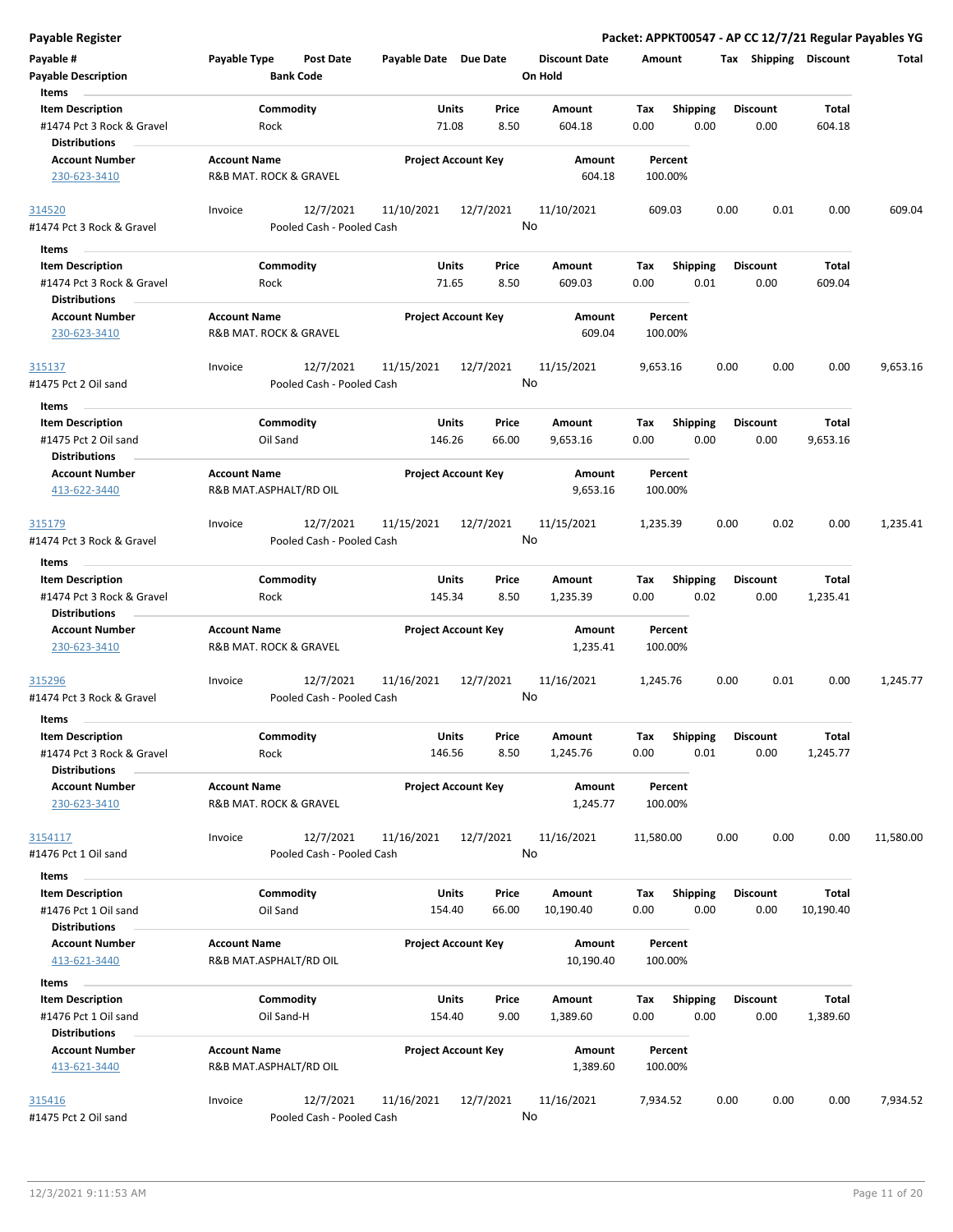**Payable Register** — **Packet: APPKT00547 - AP CC 12/7/21 Regular Payables YG**

| Payable # | Payable Type | Post Date | Payable Date | Due Date | Discount Date | Amount | Tax | Shipping | Discount | Total |
|---|---|---|---|---|---|---|---|---|---|---|
| **Payable Description** | | **Bank Code** | | | **On Hold** | | | | | |

**Items**

| Item Description | Commodity | Units | Price | Amount | Tax | Shipping | Discount | Total |
|---|---|---|---|---|---|---|---|---|
| #1474 Pct 3 Rock & Gravel | Rock | 71.08 | 8.50 | 604.18 | 0.00 | 0.00 | 0.00 | 604.18 |

**Distributions**

| Account Number | Account Name | Project Account Key | Amount | Percent |
|---|---|---|---|---|
| 230-623-3410 | R&B MAT. ROCK & GRAVEL | | 604.18 | 100.00% |

| 314520 | Invoice | 12/7/2021 | 11/10/2021 | 12/7/2021 | 11/10/2021 | 609.03 | 0.00 | 0.01 | 0.00 | 609.04 |
|---|---|---|---|---|---|---|---|---|---|---|
| #1474 Pct 3 Rock & Gravel | | Pooled Cash - Pooled Cash | | | No | | | | | |

**Items**

| Item Description | Commodity | Units | Price | Amount | Tax | Shipping | Discount | Total |
|---|---|---|---|---|---|---|---|---|
| #1474 Pct 3 Rock & Gravel | Rock | 71.65 | 8.50 | 609.03 | 0.00 | 0.01 | 0.00 | 609.04 |

**Distributions**

| Account Number | Account Name | Project Account Key | Amount | Percent |
|---|---|---|---|---|
| 230-623-3410 | R&B MAT. ROCK & GRAVEL | | 609.04 | 100.00% |

| 315137 | Invoice | 12/7/2021 | 11/15/2021 | 12/7/2021 | 11/15/2021 | 9,653.16 | 0.00 | 0.00 | 0.00 | 9,653.16 |
|---|---|---|---|---|---|---|---|---|---|---|
| #1475 Pct 2 Oil sand | | Pooled Cash - Pooled Cash | | | No | | | | | |

**Items**

| Item Description | Commodity | Units | Price | Amount | Tax | Shipping | Discount | Total |
|---|---|---|---|---|---|---|---|---|
| #1475 Pct 2 Oil sand | Oil Sand | 146.26 | 66.00 | 9,653.16 | 0.00 | 0.00 | 0.00 | 9,653.16 |

**Distributions**

| Account Number | Account Name | Project Account Key | Amount | Percent |
|---|---|---|---|---|
| 413-622-3440 | R&B MAT.ASPHALT/RD OIL | | 9,653.16 | 100.00% |

| 315179 | Invoice | 12/7/2021 | 11/15/2021 | 12/7/2021 | 11/15/2021 | 1,235.39 | 0.00 | 0.02 | 0.00 | 1,235.41 |
|---|---|---|---|---|---|---|---|---|---|---|
| #1474 Pct 3 Rock & Gravel | | Pooled Cash - Pooled Cash | | | No | | | | | |

**Items**

| Item Description | Commodity | Units | Price | Amount | Tax | Shipping | Discount | Total |
|---|---|---|---|---|---|---|---|---|
| #1474 Pct 3 Rock & Gravel | Rock | 145.34 | 8.50 | 1,235.39 | 0.00 | 0.02 | 0.00 | 1,235.41 |

**Distributions**

| Account Number | Account Name | Project Account Key | Amount | Percent |
|---|---|---|---|---|
| 230-623-3410 | R&B MAT. ROCK & GRAVEL | | 1,235.41 | 100.00% |

| 315296 | Invoice | 12/7/2021 | 11/16/2021 | 12/7/2021 | 11/16/2021 | 1,245.76 | 0.00 | 0.01 | 0.00 | 1,245.77 |
|---|---|---|---|---|---|---|---|---|---|---|
| #1474 Pct 3 Rock & Gravel | | Pooled Cash - Pooled Cash | | | No | | | | | |

**Items**

| Item Description | Commodity | Units | Price | Amount | Tax | Shipping | Discount | Total |
|---|---|---|---|---|---|---|---|---|
| #1474 Pct 3 Rock & Gravel | Rock | 146.56 | 8.50 | 1,245.76 | 0.00 | 0.01 | 0.00 | 1,245.77 |

**Distributions**

| Account Number | Account Name | Project Account Key | Amount | Percent |
|---|---|---|---|---|
| 230-623-3410 | R&B MAT. ROCK & GRAVEL | | 1,245.77 | 100.00% |

| 3154117 | Invoice | 12/7/2021 | 11/16/2021 | 12/7/2021 | 11/16/2021 | 11,580.00 | 0.00 | 0.00 | 0.00 | 11,580.00 |
|---|---|---|---|---|---|---|---|---|---|---|
| #1476 Pct 1 Oil sand | | Pooled Cash - Pooled Cash | | | No | | | | | |

**Items**

| Item Description | Commodity | Units | Price | Amount | Tax | Shipping | Discount | Total |
|---|---|---|---|---|---|---|---|---|
| #1476 Pct 1 Oil sand | Oil Sand | 154.40 | 66.00 | 10,190.40 | 0.00 | 0.00 | 0.00 | 10,190.40 |

**Distributions**

| Account Number | Account Name | Project Account Key | Amount | Percent |
|---|---|---|---|---|
| 413-621-3440 | R&B MAT.ASPHALT/RD OIL | | 10,190.40 | 100.00% |

**Items**

| Item Description | Commodity | Units | Price | Amount | Tax | Shipping | Discount | Total |
|---|---|---|---|---|---|---|---|---|
| #1476 Pct 1 Oil sand | Oil Sand-H | 154.40 | 9.00 | 1,389.60 | 0.00 | 0.00 | 0.00 | 1,389.60 |

**Distributions**

| Account Number | Account Name | Project Account Key | Amount | Percent |
|---|---|---|---|---|
| 413-621-3440 | R&B MAT.ASPHALT/RD OIL | | 1,389.60 | 100.00% |

| 315416 | Invoice | 12/7/2021 | 11/16/2021 | 12/7/2021 | 11/16/2021 | 7,934.52 | 0.00 | 0.00 | 0.00 | 7,934.52 |
|---|---|---|---|---|---|---|---|---|---|---|
| #1475 Pct 2 Oil sand | | Pooled Cash - Pooled Cash | | | No | | | | | |

12/3/2021 9:11:53 AM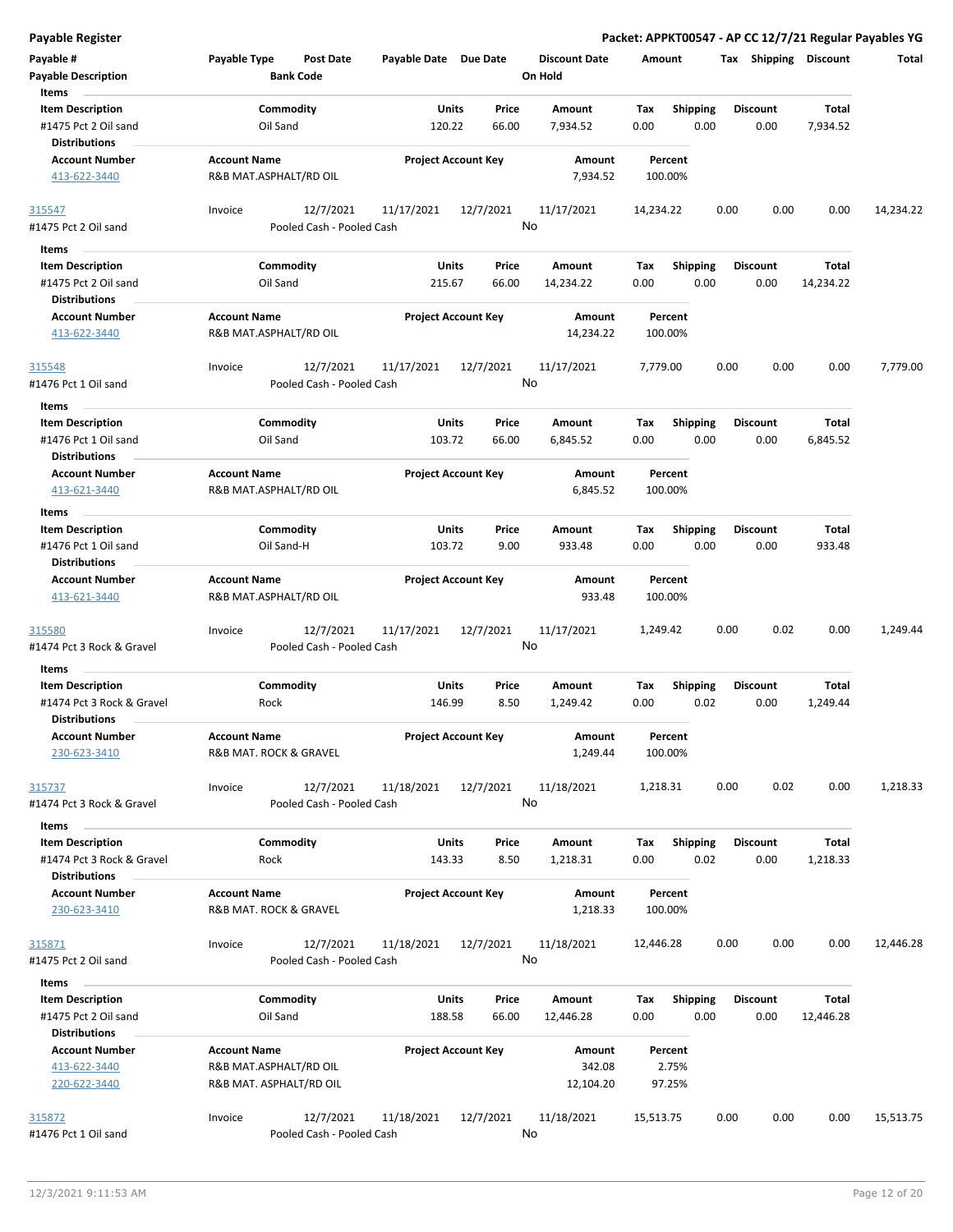**Payable Register** — **Packet: APPKT00547 - AP CC 12/7/21 Regular Payables YG**

| Payable # | Payable Type | Post Date | Payable Date | Due Date | Discount Date | Amount | Tax | Shipping | Discount | Total |
|---|---|---|---|---|---|---|---|---|---|---|
| Payable Description | | Bank Code | | | On Hold | | | | | |

**Items**

| Item Description | Commodity | Units | Price | Amount | Tax | Shipping | Discount | Total |
|---|---|---|---|---|---|---|---|---|
| #1475 Pct 2 Oil sand | Oil Sand | 120.22 | 66.00 | 7,934.52 | 0.00 | 0.00 | 0.00 | 7,934.52 |

**Distributions**

| Account Number | Account Name | Project Account Key | Amount | Percent |
|---|---|---|---|---|
| 413-622-3440 | R&B MAT.ASPHALT/RD OIL | | 7,934.52 | 100.00% |

| Payable # | Payable Type | Post Date | Payable Date | Due Date | Discount Date | Amount | Tax | Shipping | Discount | Total |
|---|---|---|---|---|---|---|---|---|---|---|
| 315547 | Invoice | 12/7/2021 | 11/17/2021 | 12/7/2021 | 11/17/2021 | 14,234.22 | 0.00 | 0.00 | 0.00 | 14,234.22 |
| #1475 Pct 2 Oil sand | | Pooled Cash - Pooled Cash | | | No | | | | | |

**Items**

| Item Description | Commodity | Units | Price | Amount | Tax | Shipping | Discount | Total |
|---|---|---|---|---|---|---|---|---|
| #1475 Pct 2 Oil sand | Oil Sand | 215.67 | 66.00 | 14,234.22 | 0.00 | 0.00 | 0.00 | 14,234.22 |

**Distributions**

| Account Number | Account Name | Project Account Key | Amount | Percent |
|---|---|---|---|---|
| 413-622-3440 | R&B MAT.ASPHALT/RD OIL | | 14,234.22 | 100.00% |

| Payable # | Payable Type | Post Date | Payable Date | Due Date | Discount Date | Amount | Tax | Shipping | Discount | Total |
|---|---|---|---|---|---|---|---|---|---|---|
| 315548 | Invoice | 12/7/2021 | 11/17/2021 | 12/7/2021 | 11/17/2021 | 7,779.00 | 0.00 | 0.00 | 0.00 | 7,779.00 |
| #1476 Pct 1 Oil sand | | Pooled Cash - Pooled Cash | | | No | | | | | |

**Items**

| Item Description | Commodity | Units | Price | Amount | Tax | Shipping | Discount | Total |
|---|---|---|---|---|---|---|---|---|
| #1476 Pct 1 Oil sand | Oil Sand | 103.72 | 66.00 | 6,845.52 | 0.00 | 0.00 | 0.00 | 6,845.52 |

**Distributions**

| Account Number | Account Name | Project Account Key | Amount | Percent |
|---|---|---|---|---|
| 413-621-3440 | R&B MAT.ASPHALT/RD OIL | | 6,845.52 | 100.00% |

**Items**

| Item Description | Commodity | Units | Price | Amount | Tax | Shipping | Discount | Total |
|---|---|---|---|---|---|---|---|---|
| #1476 Pct 1 Oil sand | Oil Sand-H | 103.72 | 9.00 | 933.48 | 0.00 | 0.00 | 0.00 | 933.48 |

**Distributions**

| Account Number | Account Name | Project Account Key | Amount | Percent |
|---|---|---|---|---|
| 413-621-3440 | R&B MAT.ASPHALT/RD OIL | | 933.48 | 100.00% |

| Payable # | Payable Type | Post Date | Payable Date | Due Date | Discount Date | Amount | Tax | Shipping | Discount | Total |
|---|---|---|---|---|---|---|---|---|---|---|
| 315580 | Invoice | 12/7/2021 | 11/17/2021 | 12/7/2021 | 11/17/2021 | 1,249.42 | 0.00 | 0.02 | 0.00 | 1,249.44 |
| #1474 Pct 3 Rock & Gravel | | Pooled Cash - Pooled Cash | | | No | | | | | |

**Items**

| Item Description | Commodity | Units | Price | Amount | Tax | Shipping | Discount | Total |
|---|---|---|---|---|---|---|---|---|
| #1474 Pct 3 Rock & Gravel | Rock | 146.99 | 8.50 | 1,249.42 | 0.00 | 0.02 | 0.00 | 1,249.44 |

**Distributions**

| Account Number | Account Name | Project Account Key | Amount | Percent |
|---|---|---|---|---|
| 230-623-3410 | R&B MAT. ROCK & GRAVEL | | 1,249.44 | 100.00% |

| Payable # | Payable Type | Post Date | Payable Date | Due Date | Discount Date | Amount | Tax | Shipping | Discount | Total |
|---|---|---|---|---|---|---|---|---|---|---|
| 315737 | Invoice | 12/7/2021 | 11/18/2021 | 12/7/2021 | 11/18/2021 | 1,218.31 | 0.00 | 0.02 | 0.00 | 1,218.33 |
| #1474 Pct 3 Rock & Gravel | | Pooled Cash - Pooled Cash | | | No | | | | | |

**Items**

| Item Description | Commodity | Units | Price | Amount | Tax | Shipping | Discount | Total |
|---|---|---|---|---|---|---|---|---|
| #1474 Pct 3 Rock & Gravel | Rock | 143.33 | 8.50 | 1,218.31 | 0.00 | 0.02 | 0.00 | 1,218.33 |

**Distributions**

| Account Number | Account Name | Project Account Key | Amount | Percent |
|---|---|---|---|---|
| 230-623-3410 | R&B MAT. ROCK & GRAVEL | | 1,218.33 | 100.00% |

| Payable # | Payable Type | Post Date | Payable Date | Due Date | Discount Date | Amount | Tax | Shipping | Discount | Total |
|---|---|---|---|---|---|---|---|---|---|---|
| 315871 | Invoice | 12/7/2021 | 11/18/2021 | 12/7/2021 | 11/18/2021 | 12,446.28 | 0.00 | 0.00 | 0.00 | 12,446.28 |
| #1475 Pct 2 Oil sand | | Pooled Cash - Pooled Cash | | | No | | | | | |

**Items**

| Item Description | Commodity | Units | Price | Amount | Tax | Shipping | Discount | Total |
|---|---|---|---|---|---|---|---|---|
| #1475 Pct 2 Oil sand | Oil Sand | 188.58 | 66.00 | 12,446.28 | 0.00 | 0.00 | 0.00 | 12,446.28 |

**Distributions**

| Account Number | Account Name | Project Account Key | Amount | Percent |
|---|---|---|---|---|
| 413-622-3440 | R&B MAT.ASPHALT/RD OIL | | 342.08 | 2.75% |
| 220-622-3440 | R&B MAT. ASPHALT/RD OIL | | 12,104.20 | 97.25% |

| Payable # | Payable Type | Post Date | Payable Date | Due Date | Discount Date | Amount | Tax | Shipping | Discount | Total |
|---|---|---|---|---|---|---|---|---|---|---|
| 315872 | Invoice | 12/7/2021 | 11/18/2021 | 12/7/2021 | 11/18/2021 | 15,513.75 | 0.00 | 0.00 | 0.00 | 15,513.75 |
| #1476 Pct 1 Oil sand | | Pooled Cash - Pooled Cash | | | No | | | | | |

12/3/2021 9:11:53 AM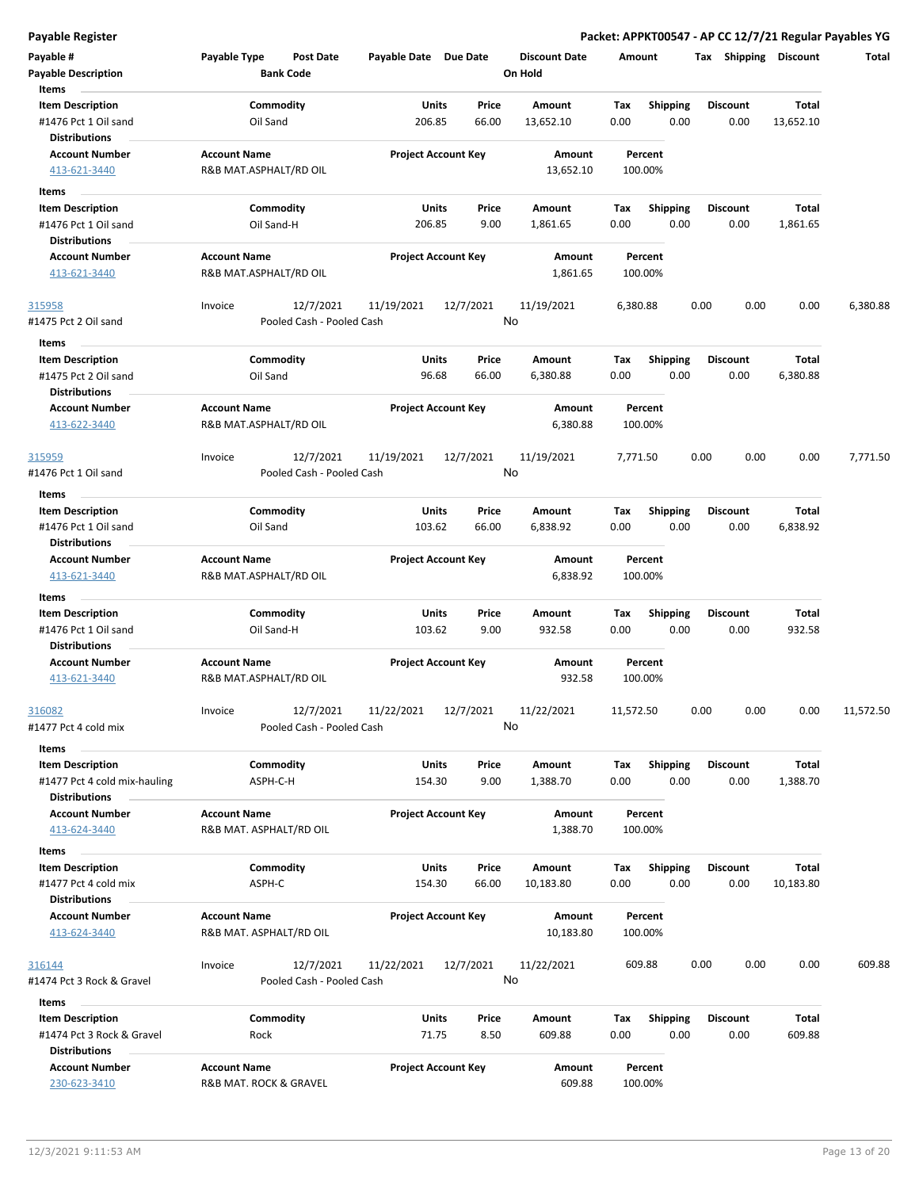**Payable Register** — **Packet: APPKT00547 - AP CC 12/7/21 Regular Payables YG**

| Payable # | Payable Type | Post Date | Payable Date | Due Date | Discount Date | Amount | Tax | Shipping | Discount | Total |
|---|---|---|---|---|---|---|---|---|---|---|
| Payable Description | | Bank Code | | | On Hold | | | | | |

**Items**

| Item Description | Commodity | Units | Price | Amount | Tax | Shipping | Discount | Total |
|---|---|---|---|---|---|---|---|---|
| #1476 Pct 1 Oil sand | Oil Sand | 206.85 | 66.00 | 13,652.10 | 0.00 | 0.00 | 0.00 | 13,652.10 |

**Distributions**

| Account Number | Account Name | Project Account Key | Amount | Percent |
|---|---|---|---|---|
| 413-621-3440 | R&B MAT.ASPHALT/RD OIL | | 13,652.10 | 100.00% |

**Items**

| Item Description | Commodity | Units | Price | Amount | Tax | Shipping | Discount | Total |
|---|---|---|---|---|---|---|---|---|
| #1476 Pct 1 Oil sand | Oil Sand-H | 206.85 | 9.00 | 1,861.65 | 0.00 | 0.00 | 0.00 | 1,861.65 |

**Distributions**

| Account Number | Account Name | Project Account Key | Amount | Percent |
|---|---|---|---|---|
| 413-621-3440 | R&B MAT.ASPHALT/RD OIL | | 1,861.65 | 100.00% |

| Payable # | Payable Type | Post Date | Payable Date | Due Date | Discount Date | Amount | Tax | Shipping | Discount | Total |
|---|---|---|---|---|---|---|---|---|---|---|
| 315958 | Invoice | 12/7/2021 | 11/19/2021 | 12/7/2021 | 11/19/2021 | 6,380.88 | 0.00 | 0.00 | 0.00 | 6,380.88 |
| #1475 Pct 2 Oil sand | | Pooled Cash - Pooled Cash | | | No | | | | | |

**Items**

| Item Description | Commodity | Units | Price | Amount | Tax | Shipping | Discount | Total |
|---|---|---|---|---|---|---|---|---|
| #1475 Pct 2 Oil sand | Oil Sand | 96.68 | 66.00 | 6,380.88 | 0.00 | 0.00 | 0.00 | 6,380.88 |

**Distributions**

| Account Number | Account Name | Project Account Key | Amount | Percent |
|---|---|---|---|---|
| 413-622-3440 | R&B MAT.ASPHALT/RD OIL | | 6,380.88 | 100.00% |

| Payable # | Payable Type | Post Date | Payable Date | Due Date | Discount Date | Amount | Tax | Shipping | Discount | Total |
|---|---|---|---|---|---|---|---|---|---|---|
| 315959 | Invoice | 12/7/2021 | 11/19/2021 | 12/7/2021 | 11/19/2021 | 7,771.50 | 0.00 | 0.00 | 0.00 | 7,771.50 |
| #1476 Pct 1 Oil sand | | Pooled Cash - Pooled Cash | | | No | | | | | |

**Items**

| Item Description | Commodity | Units | Price | Amount | Tax | Shipping | Discount | Total |
|---|---|---|---|---|---|---|---|---|
| #1476 Pct 1 Oil sand | Oil Sand | 103.62 | 66.00 | 6,838.92 | 0.00 | 0.00 | 0.00 | 6,838.92 |

**Distributions**

| Account Number | Account Name | Project Account Key | Amount | Percent |
|---|---|---|---|---|
| 413-621-3440 | R&B MAT.ASPHALT/RD OIL | | 6,838.92 | 100.00% |

**Items**

| Item Description | Commodity | Units | Price | Amount | Tax | Shipping | Discount | Total |
|---|---|---|---|---|---|---|---|---|
| #1476 Pct 1 Oil sand | Oil Sand-H | 103.62 | 9.00 | 932.58 | 0.00 | 0.00 | 0.00 | 932.58 |

**Distributions**

| Account Number | Account Name | Project Account Key | Amount | Percent |
|---|---|---|---|---|
| 413-621-3440 | R&B MAT.ASPHALT/RD OIL | | 932.58 | 100.00% |

| Payable # | Payable Type | Post Date | Payable Date | Due Date | Discount Date | Amount | Tax | Shipping | Discount | Total |
|---|---|---|---|---|---|---|---|---|---|---|
| 316082 | Invoice | 12/7/2021 | 11/22/2021 | 12/7/2021 | 11/22/2021 | 11,572.50 | 0.00 | 0.00 | 0.00 | 11,572.50 |
| #1477 Pct 4 cold mix | | Pooled Cash - Pooled Cash | | | No | | | | | |

**Items**

| Item Description | Commodity | Units | Price | Amount | Tax | Shipping | Discount | Total |
|---|---|---|---|---|---|---|---|---|
| #1477 Pct 4 cold mix-hauling | ASPH-C-H | 154.30 | 9.00 | 1,388.70 | 0.00 | 0.00 | 0.00 | 1,388.70 |

**Distributions**

| Account Number | Account Name | Project Account Key | Amount | Percent |
|---|---|---|---|---|
| 413-624-3440 | R&B MAT. ASPHALT/RD OIL | | 1,388.70 | 100.00% |

**Items**

| Item Description | Commodity | Units | Price | Amount | Tax | Shipping | Discount | Total |
|---|---|---|---|---|---|---|---|---|
| #1477 Pct 4 cold mix | ASPH-C | 154.30 | 66.00 | 10,183.80 | 0.00 | 0.00 | 0.00 | 10,183.80 |

**Distributions**

| Account Number | Account Name | Project Account Key | Amount | Percent |
|---|---|---|---|---|
| 413-624-3440 | R&B MAT. ASPHALT/RD OIL | | 10,183.80 | 100.00% |

| Payable # | Payable Type | Post Date | Payable Date | Due Date | Discount Date | Amount | Tax | Shipping | Discount | Total |
|---|---|---|---|---|---|---|---|---|---|---|
| 316144 | Invoice | 12/7/2021 | 11/22/2021 | 12/7/2021 | 11/22/2021 | 609.88 | 0.00 | 0.00 | 0.00 | 609.88 |
| #1474 Pct 3 Rock & Gravel | | Pooled Cash - Pooled Cash | | | No | | | | | |

**Items**

| Item Description | Commodity | Units | Price | Amount | Tax | Shipping | Discount | Total |
|---|---|---|---|---|---|---|---|---|
| #1474 Pct 3 Rock & Gravel | Rock | 71.75 | 8.50 | 609.88 | 0.00 | 0.00 | 0.00 | 609.88 |

**Distributions**

| Account Number | Account Name | Project Account Key | Amount | Percent |
|---|---|---|---|---|
| 230-623-3410 | R&B MAT. ROCK & GRAVEL | | 609.88 | 100.00% |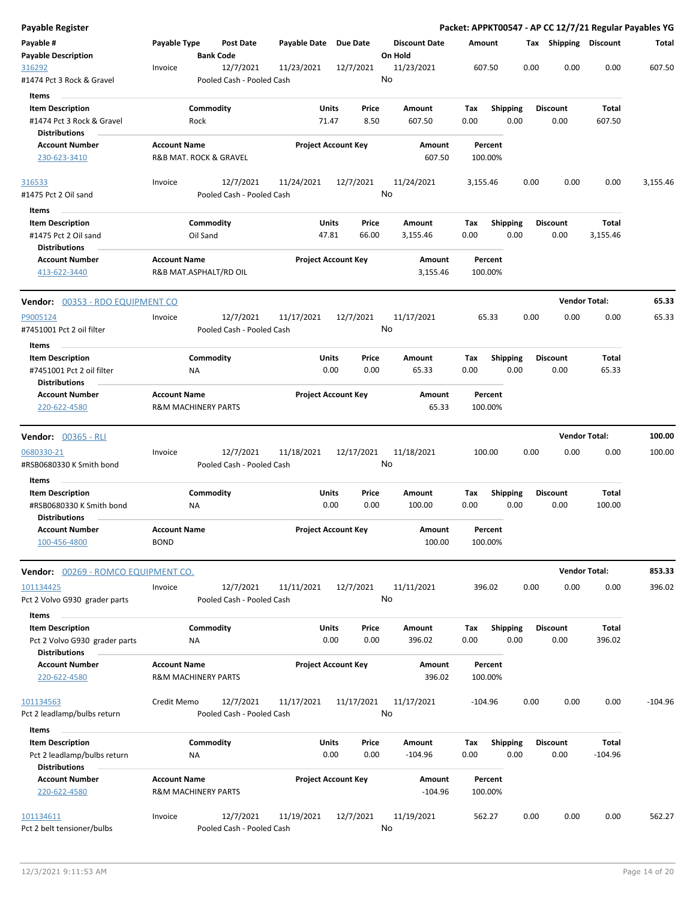**Payable Register** — **Packet: APPKT00547 - AP CC 12/7/21 Regular Payables YG**

| Payable # | Payable Type | Post Date | Payable Date | Due Date | Discount Date | Amount | Tax | Shipping | Discount | Total |
|---|---|---|---|---|---|---|---|---|---|---|
| **Payable Description** | | **Bank Code** | | | **On Hold** | | | | | |
| 316292 | Invoice | 12/7/2021 | 11/23/2021 | 12/7/2021 | 11/23/2021 | 607.50 | 0.00 | 0.00 | 0.00 | 607.50 |
| #1474 Pct 3 Rock & Gravel | | Pooled Cash - Pooled Cash | | | No | | | | | |

**Items**

| Item Description | Commodity | Units | Price | Amount | Tax | Shipping | Discount | Total |
|---|---|---|---|---|---|---|---|---|
| #1474 Pct 3 Rock & Gravel | Rock | 71.47 | 8.50 | 607.50 | 0.00 | 0.00 | 0.00 | 607.50 |

**Distributions**

| Account Number | Account Name | Project Account Key | Amount | Percent |
|---|---|---|---|---|
| 230-623-3410 | R&B MAT. ROCK & GRAVEL | | 607.50 | 100.00% |

| Payable # | Payable Type | Post Date | Payable Date | Due Date | Discount Date | Amount | Tax | Shipping | Discount | Total |
|---|---|---|---|---|---|---|---|---|---|---|
| 316533 | Invoice | 12/7/2021 | 11/24/2021 | 12/7/2021 | 11/24/2021 | 3,155.46 | 0.00 | 0.00 | 0.00 | 3,155.46 |
| #1475 Pct 2 Oil sand | | Pooled Cash - Pooled Cash | | | No | | | | | |

**Items**

| Item Description | Commodity | Units | Price | Amount | Tax | Shipping | Discount | Total |
|---|---|---|---|---|---|---|---|---|
| #1475 Pct 2 Oil sand | Oil Sand | 47.81 | 66.00 | 3,155.46 | 0.00 | 0.00 | 0.00 | 3,155.46 |

**Distributions**

| Account Number | Account Name | Project Account Key | Amount | Percent |
|---|---|---|---|---|
| 413-622-3440 | R&B MAT.ASPHALT/RD OIL | | 3,155.46 | 100.00% |

**Vendor: 00353 - RDO EQUIPMENT CO** — **Vendor Total: 65.33**

| Payable # | Payable Type | Post Date | Payable Date | Due Date | Discount Date | Amount | Tax | Shipping | Discount | Total |
|---|---|---|---|---|---|---|---|---|---|---|
| P9005124 | Invoice | 12/7/2021 | 11/17/2021 | 12/7/2021 | 11/17/2021 | 65.33 | 0.00 | 0.00 | 0.00 | 65.33 |
| #7451001 Pct 2 oil filter | | Pooled Cash - Pooled Cash | | | No | | | | | |

**Items**

| Item Description | Commodity | Units | Price | Amount | Tax | Shipping | Discount | Total |
|---|---|---|---|---|---|---|---|---|
| #7451001 Pct 2 oil filter | NA | 0.00 | 0.00 | 65.33 | 0.00 | 0.00 | 0.00 | 65.33 |

**Distributions**

| Account Number | Account Name | Project Account Key | Amount | Percent |
|---|---|---|---|---|
| 220-622-4580 | R&M MACHINERY PARTS | | 65.33 | 100.00% |

**Vendor: 00365 - RLI** — **Vendor Total: 100.00**

| Payable # | Payable Type | Post Date | Payable Date | Due Date | Discount Date | Amount | Tax | Shipping | Discount | Total |
|---|---|---|---|---|---|---|---|---|---|---|
| 0680330-21 | Invoice | 12/7/2021 | 11/18/2021 | 12/17/2021 | 11/18/2021 | 100.00 | 0.00 | 0.00 | 0.00 | 100.00 |
| #RSB0680330 K Smith bond | | Pooled Cash - Pooled Cash | | | No | | | | | |

**Items**

| Item Description | Commodity | Units | Price | Amount | Tax | Shipping | Discount | Total |
|---|---|---|---|---|---|---|---|---|
| #RSB0680330 K Smith bond | NA | 0.00 | 0.00 | 100.00 | 0.00 | 0.00 | 0.00 | 100.00 |

**Distributions**

| Account Number | Account Name | Project Account Key | Amount | Percent |
|---|---|---|---|---|
| 100-456-4800 | BOND | | 100.00 | 100.00% |

**Vendor: 00269 - ROMCO EQUIPMENT CO.** — **Vendor Total: 853.33**

| Payable # | Payable Type | Post Date | Payable Date | Due Date | Discount Date | Amount | Tax | Shipping | Discount | Total |
|---|---|---|---|---|---|---|---|---|---|---|
| 101134425 | Invoice | 12/7/2021 | 11/11/2021 | 12/7/2021 | 11/11/2021 | 396.02 | 0.00 | 0.00 | 0.00 | 396.02 |
| Pct 2 Volvo G930 grader parts | | Pooled Cash - Pooled Cash | | | No | | | | | |

**Items**

| Item Description | Commodity | Units | Price | Amount | Tax | Shipping | Discount | Total |
|---|---|---|---|---|---|---|---|---|
| Pct 2 Volvo G930 grader parts | NA | 0.00 | 0.00 | 396.02 | 0.00 | 0.00 | 0.00 | 396.02 |

**Distributions**

| Account Number | Account Name | Project Account Key | Amount | Percent |
|---|---|---|---|---|
| 220-622-4580 | R&M MACHINERY PARTS | | 396.02 | 100.00% |

| Payable # | Payable Type | Post Date | Payable Date | Due Date | Discount Date | Amount | Tax | Shipping | Discount | Total |
|---|---|---|---|---|---|---|---|---|---|---|
| 101134563 | Credit Memo | 12/7/2021 | 11/17/2021 | 11/17/2021 | 11/17/2021 | -104.96 | 0.00 | 0.00 | 0.00 | -104.96 |
| Pct 2 leadlamp/bulbs return | | Pooled Cash - Pooled Cash | | | No | | | | | |

**Items**

| Item Description | Commodity | Units | Price | Amount | Tax | Shipping | Discount | Total |
|---|---|---|---|---|---|---|---|---|
| Pct 2 leadlamp/bulbs return | NA | 0.00 | 0.00 | -104.96 | 0.00 | 0.00 | 0.00 | -104.96 |

**Distributions**

| Account Number | Account Name | Project Account Key | Amount | Percent |
|---|---|---|---|---|
| 220-622-4580 | R&M MACHINERY PARTS | | -104.96 | 100.00% |

| Payable # | Payable Type | Post Date | Payable Date | Due Date | Discount Date | Amount | Tax | Shipping | Discount | Total |
|---|---|---|---|---|---|---|---|---|---|---|
| 101134611 | Invoice | 12/7/2021 | 11/19/2021 | 12/7/2021 | 11/19/2021 | 562.27 | 0.00 | 0.00 | 0.00 | 562.27 |
| Pct 2 belt tensioner/bulbs | | Pooled Cash - Pooled Cash | | | No | | | | | |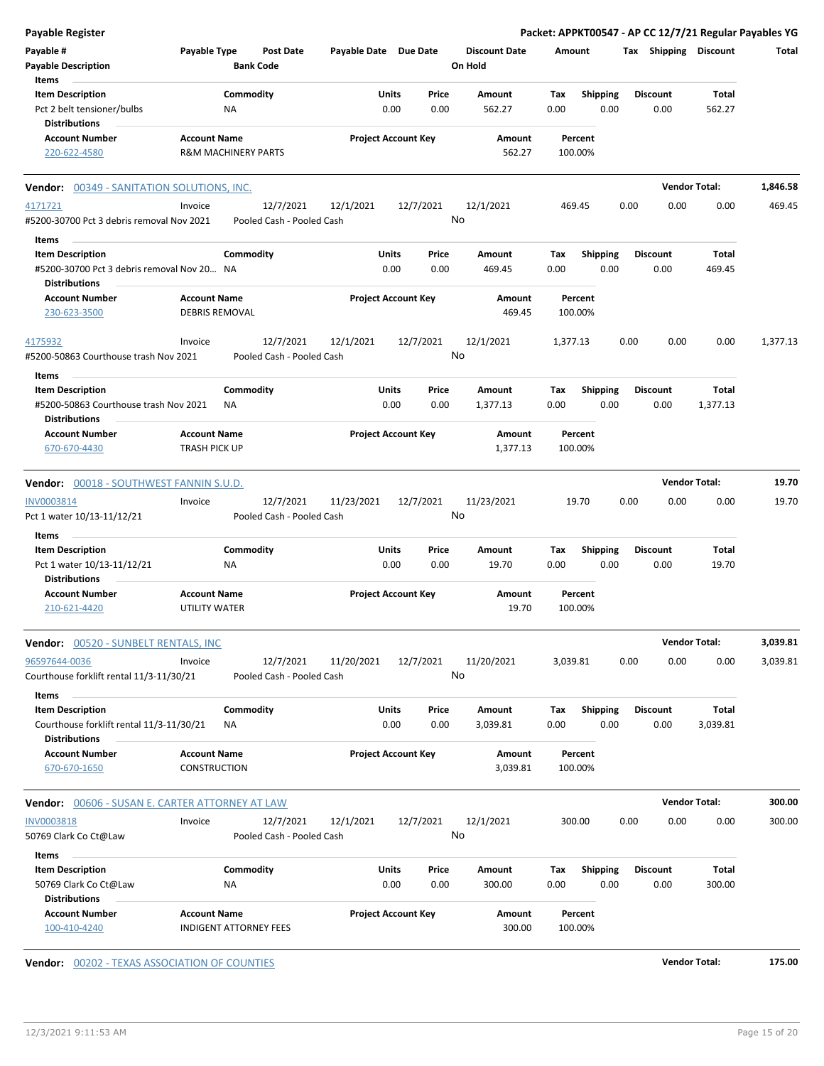| Payable # | Payable Type | Post Date | Payable Date | Due Date | Discount Date | Amount | Tax | Shipping | Discount | Total |
|---|---|---|---|---|---|---|---|---|---|---|
| Payable Description | | Bank Code | | | On Hold | | | | | |

**Items**

| Item Description | Commodity | Units | Price | Amount | Tax | Shipping | Discount | Total |
|---|---|---|---|---|---|---|---|---|
| Pct 2 belt tensioner/bulbs | NA | 0.00 | 0.00 | 562.27 | 0.00 | 0.00 | 0.00 | 562.27 |

**Distributions**

| Account Number | Account Name | Project Account Key | Amount | Percent |
|---|---|---|---|---|
| 220-622-4580 | R&M MACHINERY PARTS | | 562.27 | 100.00% |

**Vendor: 00349 - SANITATION SOLUTIONS, INC.** — Vendor Total: **1,846.58**

| Payable # | Payable Type | Post Date | Payable Date | Due Date | Discount Date | Amount | Tax | Shipping | Discount | Total |
|---|---|---|---|---|---|---|---|---|---|---|
| 4171721 | Invoice | 12/7/2021 | 12/1/2021 | 12/7/2021 | 12/1/2021 | 469.45 | 0.00 | 0.00 | 0.00 | 469.45 |
| #5200-30700 Pct 3 debris removal Nov 2021 | | Pooled Cash - Pooled Cash | | | No | | | | | |

**Items**

| Item Description | Commodity | Units | Price | Amount | Tax | Shipping | Discount | Total |
|---|---|---|---|---|---|---|---|---|
| #5200-30700 Pct 3 debris removal Nov 20... | NA | 0.00 | 0.00 | 469.45 | 0.00 | 0.00 | 0.00 | 469.45 |

**Distributions**

| Account Number | Account Name | Project Account Key | Amount | Percent |
|---|---|---|---|---|
| 230-623-3500 | DEBRIS REMOVAL | | 469.45 | 100.00% |

| Payable # | Payable Type | Post Date | Payable Date | Due Date | Discount Date | Amount | Tax | Shipping | Discount | Total |
|---|---|---|---|---|---|---|---|---|---|---|
| 4175932 | Invoice | 12/7/2021 | 12/1/2021 | 12/7/2021 | 12/1/2021 | 1,377.13 | 0.00 | 0.00 | 0.00 | 1,377.13 |
| #5200-50863 Courthouse trash Nov 2021 | | Pooled Cash - Pooled Cash | | | No | | | | | |

**Items**

| Item Description | Commodity | Units | Price | Amount | Tax | Shipping | Discount | Total |
|---|---|---|---|---|---|---|---|---|
| #5200-50863 Courthouse trash Nov 2021 | NA | 0.00 | 0.00 | 1,377.13 | 0.00 | 0.00 | 0.00 | 1,377.13 |

**Distributions**

| Account Number | Account Name | Project Account Key | Amount | Percent |
|---|---|---|---|---|
| 670-670-4430 | TRASH PICK UP | | 1,377.13 | 100.00% |

**Vendor: 00018 - SOUTHWEST FANNIN S.U.D.** — Vendor Total: **19.70**

| Payable # | Payable Type | Post Date | Payable Date | Due Date | Discount Date | Amount | Tax | Shipping | Discount | Total |
|---|---|---|---|---|---|---|---|---|---|---|
| INV0003814 | Invoice | 12/7/2021 | 11/23/2021 | 12/7/2021 | 11/23/2021 | 19.70 | 0.00 | 0.00 | 0.00 | 19.70 |
| Pct 1 water 10/13-11/12/21 | | Pooled Cash - Pooled Cash | | | No | | | | | |

**Items**

| Item Description | Commodity | Units | Price | Amount | Tax | Shipping | Discount | Total |
|---|---|---|---|---|---|---|---|---|
| Pct 1 water 10/13-11/12/21 | NA | 0.00 | 0.00 | 19.70 | 0.00 | 0.00 | 0.00 | 19.70 |

**Distributions**

| Account Number | Account Name | Project Account Key | Amount | Percent |
|---|---|---|---|---|
| 210-621-4420 | UTILITY WATER | | 19.70 | 100.00% |

**Vendor: 00520 - SUNBELT RENTALS, INC** — Vendor Total: **3,039.81**

| Payable # | Payable Type | Post Date | Payable Date | Due Date | Discount Date | Amount | Tax | Shipping | Discount | Total |
|---|---|---|---|---|---|---|---|---|---|---|
| 96597644-0036 | Invoice | 12/7/2021 | 11/20/2021 | 12/7/2021 | 11/20/2021 | 3,039.81 | 0.00 | 0.00 | 0.00 | 3,039.81 |
| Courthouse forklift rental 11/3-11/30/21 | | Pooled Cash - Pooled Cash | | | No | | | | | |

**Items**

| Item Description | Commodity | Units | Price | Amount | Tax | Shipping | Discount | Total |
|---|---|---|---|---|---|---|---|---|
| Courthouse forklift rental 11/3-11/30/21 | NA | 0.00 | 0.00 | 3,039.81 | 0.00 | 0.00 | 0.00 | 3,039.81 |

**Distributions**

| Account Number | Account Name | Project Account Key | Amount | Percent |
|---|---|---|---|---|
| 670-670-1650 | CONSTRUCTION | | 3,039.81 | 100.00% |

**Vendor: 00606 - SUSAN E. CARTER ATTORNEY AT LAW** — Vendor Total: **300.00**

| Payable # | Payable Type | Post Date | Payable Date | Due Date | Discount Date | Amount | Tax | Shipping | Discount | Total |
|---|---|---|---|---|---|---|---|---|---|---|
| INV0003818 | Invoice | 12/7/2021 | 12/1/2021 | 12/7/2021 | 12/1/2021 | 300.00 | 0.00 | 0.00 | 0.00 | 300.00 |
| 50769 Clark Co Ct@Law | | Pooled Cash - Pooled Cash | | | No | | | | | |

**Items**

| Item Description | Commodity | Units | Price | Amount | Tax | Shipping | Discount | Total |
|---|---|---|---|---|---|---|---|---|
| 50769 Clark Co Ct@Law | NA | 0.00 | 0.00 | 300.00 | 0.00 | 0.00 | 0.00 | 300.00 |

**Distributions**

| Account Number | Account Name | Project Account Key | Amount | Percent |
|---|---|---|---|---|
| 100-410-4240 | INDIGENT ATTORNEY FEES | | 300.00 | 100.00% |

**Vendor: 00202 - TEXAS ASSOCIATION OF COUNTIES** — Vendor Total: **175.00**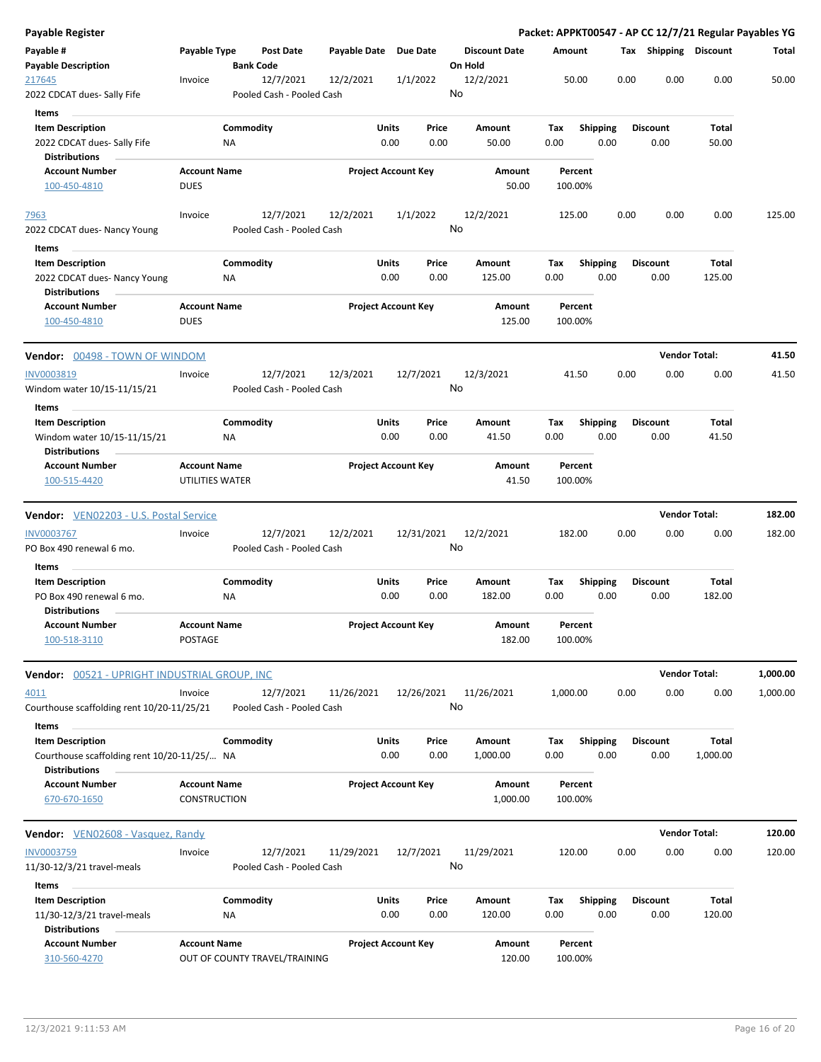**Payable Register**

**Packet: APPKT00547 - AP CC 12/7/21 Regular Payables YG**

| Payable # | Payable Type | Post Date | Payable Date | Due Date | Discount Date | Amount | Tax | Shipping | Discount | Total |
|---|---|---|---|---|---|---|---|---|---|---|
| **Payable Description** | | **Bank Code** | | | **On Hold** | | | | | |
| 217645 | Invoice | 12/7/2021 | 12/2/2021 | 1/1/2022 | 12/2/2021 | 50.00 | 0.00 | 0.00 | 0.00 | 50.00 |
| 2022 CDCAT dues- Sally Fife | | Pooled Cash - Pooled Cash | | | No | | | | | |

**Items**

| Item Description | Commodity | Units | Price | Amount | Tax | Shipping | Discount | Total |
|---|---|---|---|---|---|---|---|---|
| 2022 CDCAT dues- Sally Fife | NA | 0.00 | 0.00 | 50.00 | 0.00 | 0.00 | 0.00 | 50.00 |

**Distributions**

| Account Number | Account Name | Project Account Key | Amount | Percent |
|---|---|---|---|---|
| 100-450-4810 | DUES | | 50.00 | 100.00% |

| Payable # | Payable Type | Post Date | Payable Date | Due Date | Discount Date | Amount | Tax | Shipping | Discount | Total |
|---|---|---|---|---|---|---|---|---|---|---|
| 7963 | Invoice | 12/7/2021 | 12/2/2021 | 1/1/2022 | 12/2/2021 | 125.00 | 0.00 | 0.00 | 0.00 | 125.00 |
| 2022 CDCAT dues- Nancy Young | | Pooled Cash - Pooled Cash | | | No | | | | | |

**Items**

| Item Description | Commodity | Units | Price | Amount | Tax | Shipping | Discount | Total |
|---|---|---|---|---|---|---|---|---|
| 2022 CDCAT dues- Nancy Young | NA | 0.00 | 0.00 | 125.00 | 0.00 | 0.00 | 0.00 | 125.00 |

**Distributions**

| Account Number | Account Name | Project Account Key | Amount | Percent |
|---|---|---|---|---|
| 100-450-4810 | DUES | | 125.00 | 100.00% |

---

**Vendor: 00498 - TOWN OF WINDOM** — **Vendor Total: 41.50**

| Payable # | Payable Type | Post Date | Payable Date | Due Date | Discount Date | Amount | Tax | Shipping | Discount | Total |
|---|---|---|---|---|---|---|---|---|---|---|
| INV0003819 | Invoice | 12/7/2021 | 12/3/2021 | 12/7/2021 | 12/3/2021 | 41.50 | 0.00 | 0.00 | 0.00 | 41.50 |
| Windom water 10/15-11/15/21 | | Pooled Cash - Pooled Cash | | | No | | | | | |

**Items**

| Item Description | Commodity | Units | Price | Amount | Tax | Shipping | Discount | Total |
|---|---|---|---|---|---|---|---|---|
| Windom water 10/15-11/15/21 | NA | 0.00 | 0.00 | 41.50 | 0.00 | 0.00 | 0.00 | 41.50 |

**Distributions**

| Account Number | Account Name | Project Account Key | Amount | Percent |
|---|---|---|---|---|
| 100-515-4420 | UTILITIES WATER | | 41.50 | 100.00% |

---

**Vendor: VEN02203 - U.S. Postal Service** — **Vendor Total: 182.00**

| Payable # | Payable Type | Post Date | Payable Date | Due Date | Discount Date | Amount | Tax | Shipping | Discount | Total |
|---|---|---|---|---|---|---|---|---|---|---|
| INV0003767 | Invoice | 12/7/2021 | 12/2/2021 | 12/31/2021 | 12/2/2021 | 182.00 | 0.00 | 0.00 | 0.00 | 182.00 |
| PO Box 490 renewal 6 mo. | | Pooled Cash - Pooled Cash | | | No | | | | | |

**Items**

| Item Description | Commodity | Units | Price | Amount | Tax | Shipping | Discount | Total |
|---|---|---|---|---|---|---|---|---|
| PO Box 490 renewal 6 mo. | NA | 0.00 | 0.00 | 182.00 | 0.00 | 0.00 | 0.00 | 182.00 |

**Distributions**

| Account Number | Account Name | Project Account Key | Amount | Percent |
|---|---|---|---|---|
| 100-518-3110 | POSTAGE | | 182.00 | 100.00% |

---

**Vendor: 00521 - UPRIGHT INDUSTRIAL GROUP, INC** — **Vendor Total: 1,000.00**

| Payable # | Payable Type | Post Date | Payable Date | Due Date | Discount Date | Amount | Tax | Shipping | Discount | Total |
|---|---|---|---|---|---|---|---|---|---|---|
| 4011 | Invoice | 12/7/2021 | 11/26/2021 | 12/26/2021 | 11/26/2021 | 1,000.00 | 0.00 | 0.00 | 0.00 | 1,000.00 |
| Courthouse scaffolding rent 10/20-11/25/21 | | Pooled Cash - Pooled Cash | | | No | | | | | |

**Items**

| Item Description | Commodity | Units | Price | Amount | Tax | Shipping | Discount | Total |
|---|---|---|---|---|---|---|---|---|
| Courthouse scaffolding rent 10/20-11/25/... | NA | 0.00 | 0.00 | 1,000.00 | 0.00 | 0.00 | 0.00 | 1,000.00 |

**Distributions**

| Account Number | Account Name | Project Account Key | Amount | Percent |
|---|---|---|---|---|
| 670-670-1650 | CONSTRUCTION | | 1,000.00 | 100.00% |

---

**Vendor: VEN02608 - Vasquez, Randy** — **Vendor Total: 120.00**

| Payable # | Payable Type | Post Date | Payable Date | Due Date | Discount Date | Amount | Tax | Shipping | Discount | Total |
|---|---|---|---|---|---|---|---|---|---|---|
| INV0003759 | Invoice | 12/7/2021 | 11/29/2021 | 12/7/2021 | 11/29/2021 | 120.00 | 0.00 | 0.00 | 0.00 | 120.00 |
| 11/30-12/3/21 travel-meals | | Pooled Cash - Pooled Cash | | | No | | | | | |

**Items**

| Item Description | Commodity | Units | Price | Amount | Tax | Shipping | Discount | Total |
|---|---|---|---|---|---|---|---|---|
| 11/30-12/3/21 travel-meals | NA | 0.00 | 0.00 | 120.00 | 0.00 | 0.00 | 0.00 | 120.00 |

**Distributions**

| Account Number | Account Name | Project Account Key | Amount | Percent |
|---|---|---|---|---|
| 310-560-4270 | OUT OF COUNTY TRAVEL/TRAINING | | 120.00 | 100.00% |

12/3/2021 9:11:53 AM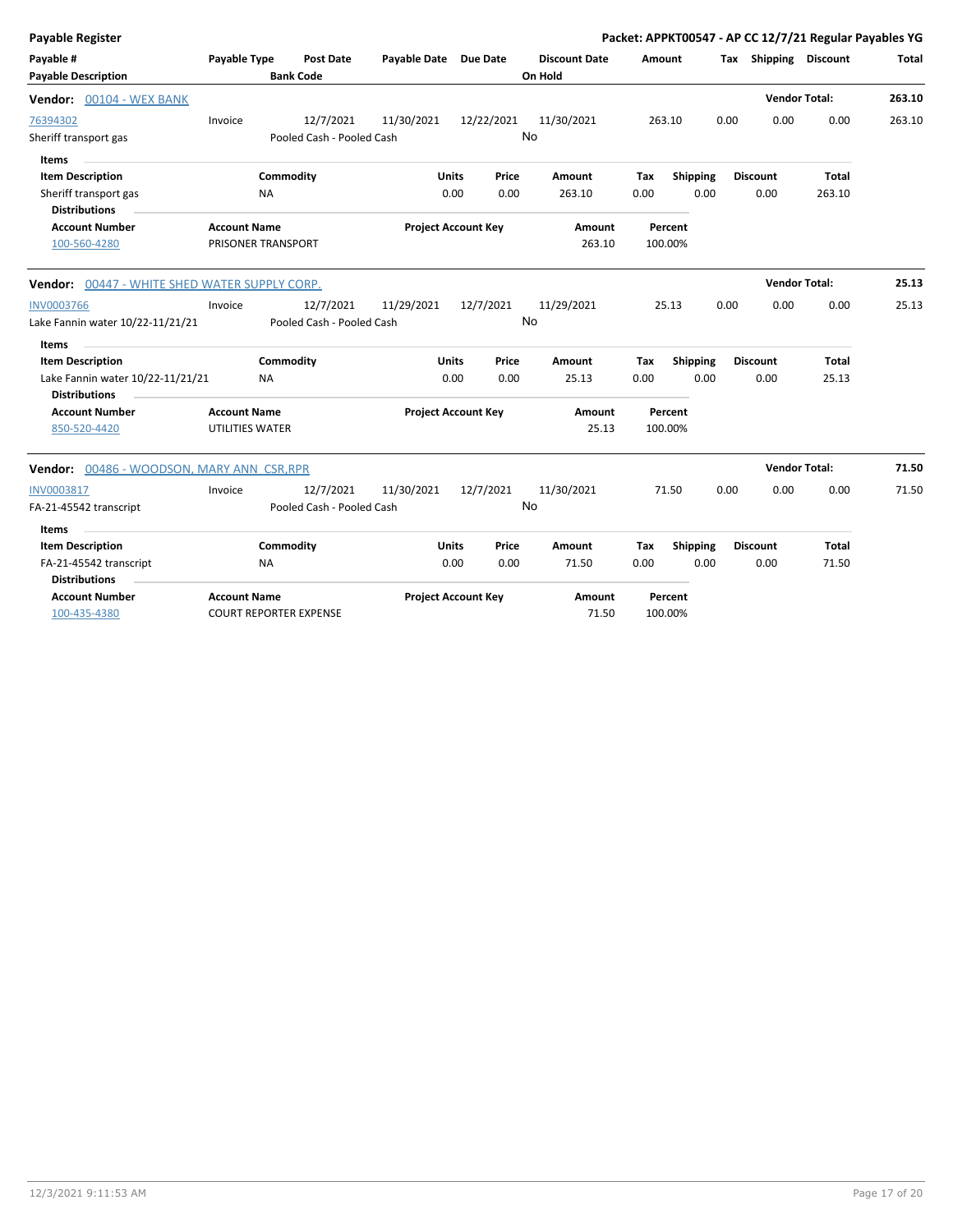**Payable Register** — **Packet: APPKT00547 - AP CC 12/7/21 Regular Payables YG**

| Payable # | Payable Type | Post Date | Payable Date | Due Date | Discount Date | Amount | Tax | Shipping | Discount | Total |
|---|---|---|---|---|---|---|---|---|---|---|
| **Payable Description** | | **Bank Code** | | | **On Hold** | | | | | |

**Vendor: 00104 - WEX BANK** — **Vendor Total: 263.10**

| Payable # | Payable Type | Post Date | Payable Date | Due Date | Discount Date | Amount | Tax | Shipping | Discount | Total |
|---|---|---|---|---|---|---|---|---|---|---|
| 76394302 | Invoice | 12/7/2021 | 11/30/2021 | 12/22/2021 | 11/30/2021 | 263.10 | 0.00 | 0.00 | 0.00 | 263.10 |
| Sheriff transport gas | | Pooled Cash - Pooled Cash | | | No | | | | | |

**Items**

| Item Description | Commodity | Units | Price | Amount | Tax | Shipping | Discount | Total |
|---|---|---|---|---|---|---|---|---|
| Sheriff transport gas | NA | 0.00 | 0.00 | 263.10 | 0.00 | 0.00 | 0.00 | 263.10 |

**Distributions**

| Account Number | Account Name | Project Account Key | Amount | Percent |
|---|---|---|---|---|
| 100-560-4280 | PRISONER TRANSPORT | | 263.10 | 100.00% |

**Vendor: 00447 - WHITE SHED WATER SUPPLY CORP.** — **Vendor Total: 25.13**

| Payable # | Payable Type | Post Date | Payable Date | Due Date | Discount Date | Amount | Tax | Shipping | Discount | Total |
|---|---|---|---|---|---|---|---|---|---|---|
| INV0003766 | Invoice | 12/7/2021 | 11/29/2021 | 12/7/2021 | 11/29/2021 | 25.13 | 0.00 | 0.00 | 0.00 | 25.13 |
| Lake Fannin water 10/22-11/21/21 | | Pooled Cash - Pooled Cash | | | No | | | | | |

**Items**

| Item Description | Commodity | Units | Price | Amount | Tax | Shipping | Discount | Total |
|---|---|---|---|---|---|---|---|---|
| Lake Fannin water 10/22-11/21/21 | NA | 0.00 | 0.00 | 25.13 | 0.00 | 0.00 | 0.00 | 25.13 |

**Distributions**

| Account Number | Account Name | Project Account Key | Amount | Percent |
|---|---|---|---|---|
| 850-520-4420 | UTILITIES WATER | | 25.13 | 100.00% |

**Vendor: 00486 - WOODSON, MARY ANN CSR,RPR** — **Vendor Total: 71.50**

| Payable # | Payable Type | Post Date | Payable Date | Due Date | Discount Date | Amount | Tax | Shipping | Discount | Total |
|---|---|---|---|---|---|---|---|---|---|---|
| INV0003817 | Invoice | 12/7/2021 | 11/30/2021 | 12/7/2021 | 11/30/2021 | 71.50 | 0.00 | 0.00 | 0.00 | 71.50 |
| FA-21-45542 transcript | | Pooled Cash - Pooled Cash | | | No | | | | | |

**Items**

| Item Description | Commodity | Units | Price | Amount | Tax | Shipping | Discount | Total |
|---|---|---|---|---|---|---|---|---|
| FA-21-45542 transcript | NA | 0.00 | 0.00 | 71.50 | 0.00 | 0.00 | 0.00 | 71.50 |

**Distributions**

| Account Number | Account Name | Project Account Key | Amount | Percent |
|---|---|---|---|---|
| 100-435-4380 | COURT REPORTER EXPENSE | | 71.50 | 100.00% |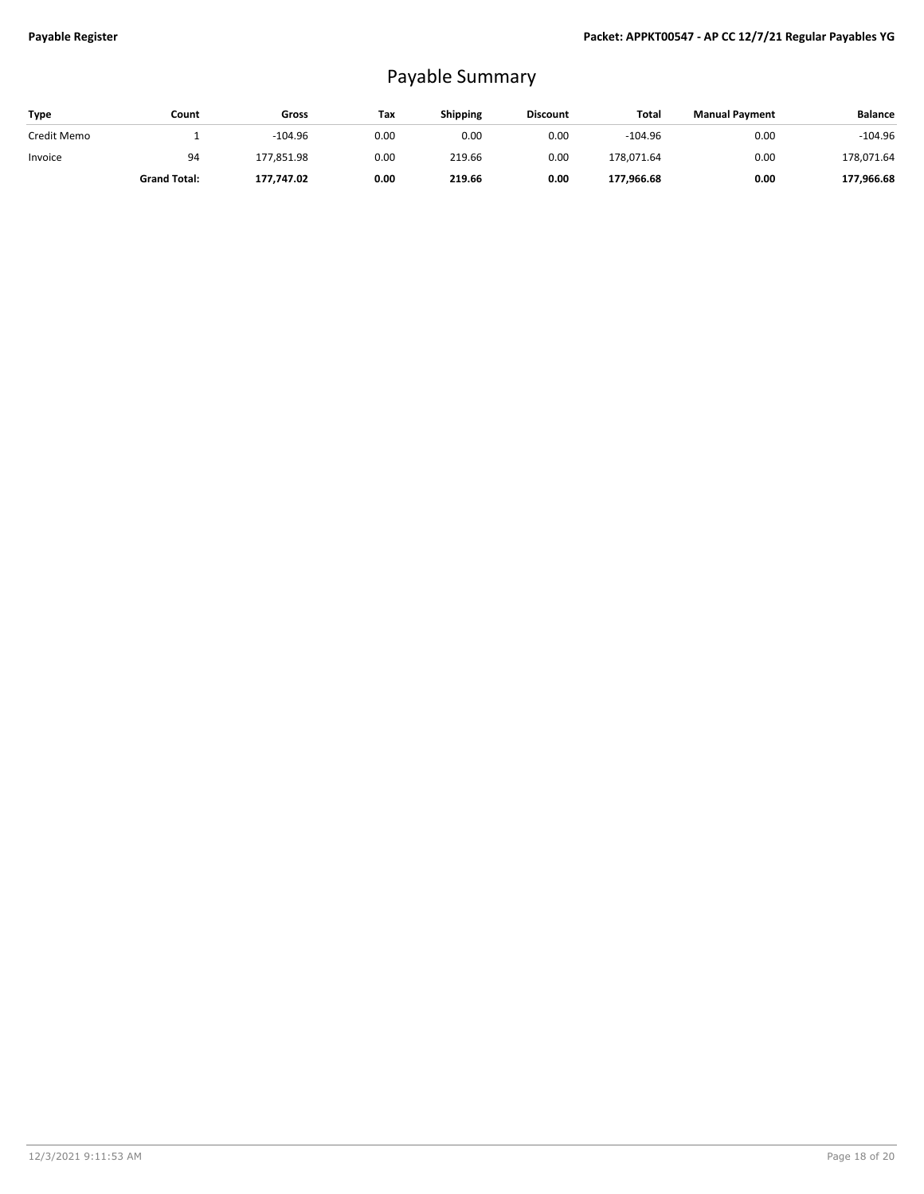# Payable Summary

| Type | Count | Gross | Tax | Shipping | Discount | Total | Manual Payment | Balance |
|---|---|---|---|---|---|---|---|---|
| Credit Memo | 1 | -104.96 | 0.00 | 0.00 | 0.00 | -104.96 | 0.00 | -104.96 |
| Invoice | 94 | 177,851.98 | 0.00 | 219.66 | 0.00 | 178,071.64 | 0.00 | 178,071.64 |
| | **Grand Total:** | **177,747.02** | **0.00** | **219.66** | **0.00** | **177,966.68** | **0.00** | **177,966.68** |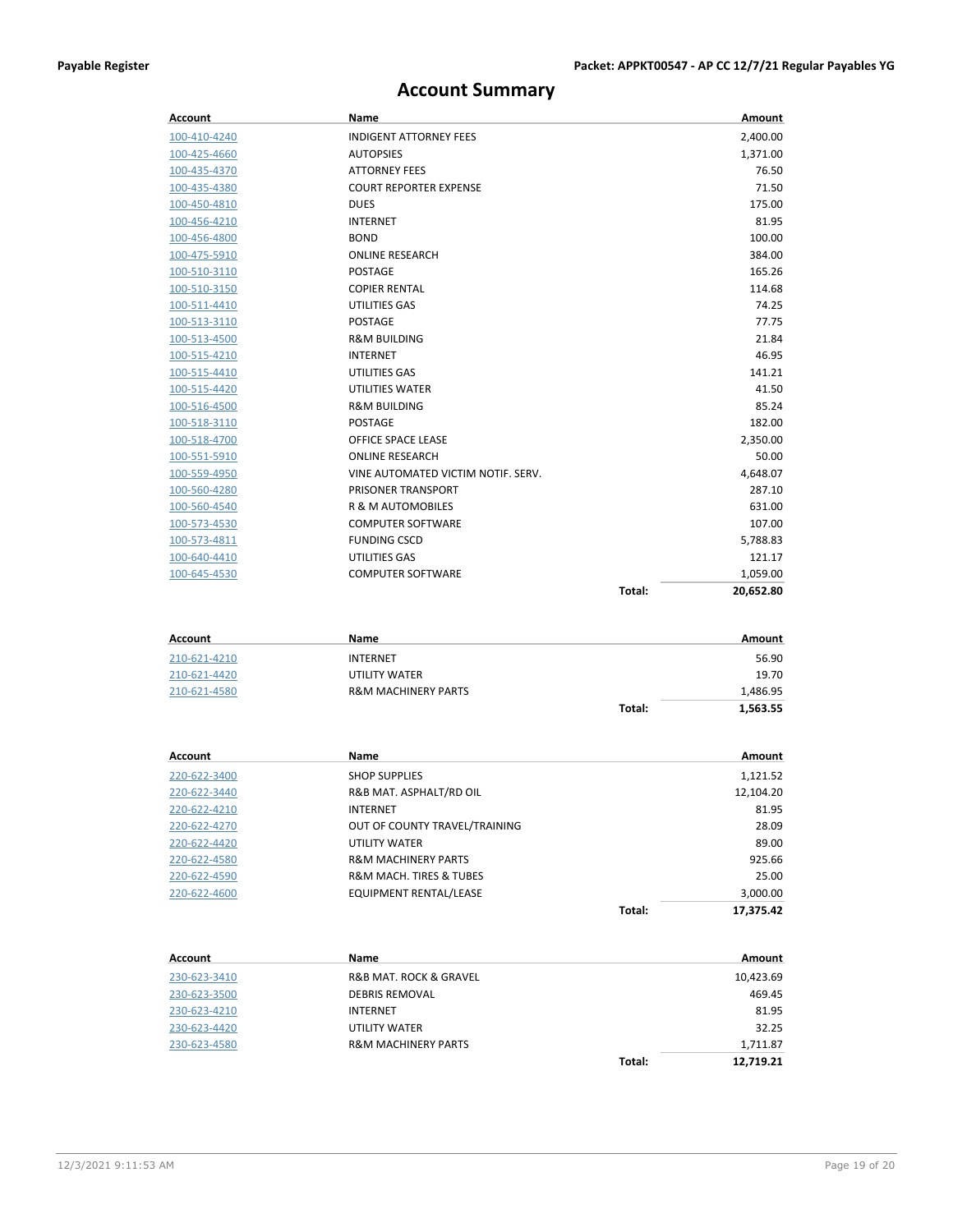# Account Summary

| Account | Name | | Amount |
|---|---|---|---|
| 100-410-4240 | INDIGENT ATTORNEY FEES | | 2,400.00 |
| 100-425-4660 | AUTOPSIES | | 1,371.00 |
| 100-435-4370 | ATTORNEY FEES | | 76.50 |
| 100-435-4380 | COURT REPORTER EXPENSE | | 71.50 |
| 100-450-4810 | DUES | | 175.00 |
| 100-456-4210 | INTERNET | | 81.95 |
| 100-456-4800 | BOND | | 100.00 |
| 100-475-5910 | ONLINE RESEARCH | | 384.00 |
| 100-510-3110 | POSTAGE | | 165.26 |
| 100-510-3150 | COPIER RENTAL | | 114.68 |
| 100-511-4410 | UTILITIES GAS | | 74.25 |
| 100-513-3110 | POSTAGE | | 77.75 |
| 100-513-4500 | R&M BUILDING | | 21.84 |
| 100-515-4210 | INTERNET | | 46.95 |
| 100-515-4410 | UTILITIES GAS | | 141.21 |
| 100-515-4420 | UTILITIES WATER | | 41.50 |
| 100-516-4500 | R&M BUILDING | | 85.24 |
| 100-518-3110 | POSTAGE | | 182.00 |
| 100-518-4700 | OFFICE SPACE LEASE | | 2,350.00 |
| 100-551-5910 | ONLINE RESEARCH | | 50.00 |
| 100-559-4950 | VINE AUTOMATED VICTIM NOTIF. SERV. | | 4,648.07 |
| 100-560-4280 | PRISONER TRANSPORT | | 287.10 |
| 100-560-4540 | R & M AUTOMOBILES | | 631.00 |
| 100-573-4530 | COMPUTER SOFTWARE | | 107.00 |
| 100-573-4811 | FUNDING CSCD | | 5,788.83 |
| 100-640-4410 | UTILITIES GAS | | 121.17 |
| 100-645-4530 | COMPUTER SOFTWARE | | 1,059.00 |
| | | **Total:** | **20,652.80** |

| Account | Name | | Amount |
|---|---|---|---|
| 210-621-4210 | INTERNET | | 56.90 |
| 210-621-4420 | UTILITY WATER | | 19.70 |
| 210-621-4580 | R&M MACHINERY PARTS | | 1,486.95 |
| | | **Total:** | **1,563.55** |

| Account | Name | | Amount |
|---|---|---|---|
| 220-622-3400 | SHOP SUPPLIES | | 1,121.52 |
| 220-622-3440 | R&B MAT. ASPHALT/RD OIL | | 12,104.20 |
| 220-622-4210 | INTERNET | | 81.95 |
| 220-622-4270 | OUT OF COUNTY TRAVEL/TRAINING | | 28.09 |
| 220-622-4420 | UTILITY WATER | | 89.00 |
| 220-622-4580 | R&M MACHINERY PARTS | | 925.66 |
| 220-622-4590 | R&M MACH. TIRES & TUBES | | 25.00 |
| 220-622-4600 | EQUIPMENT RENTAL/LEASE | | 3,000.00 |
| | | **Total:** | **17,375.42** |

| Account | Name | | Amount |
|---|---|---|---|
| 230-623-3410 | R&B MAT. ROCK & GRAVEL | | 10,423.69 |
| 230-623-3500 | DEBRIS REMOVAL | | 469.45 |
| 230-623-4210 | INTERNET | | 81.95 |
| 230-623-4420 | UTILITY WATER | | 32.25 |
| 230-623-4580 | R&M MACHINERY PARTS | | 1,711.87 |
| | | **Total:** | **12,719.21** |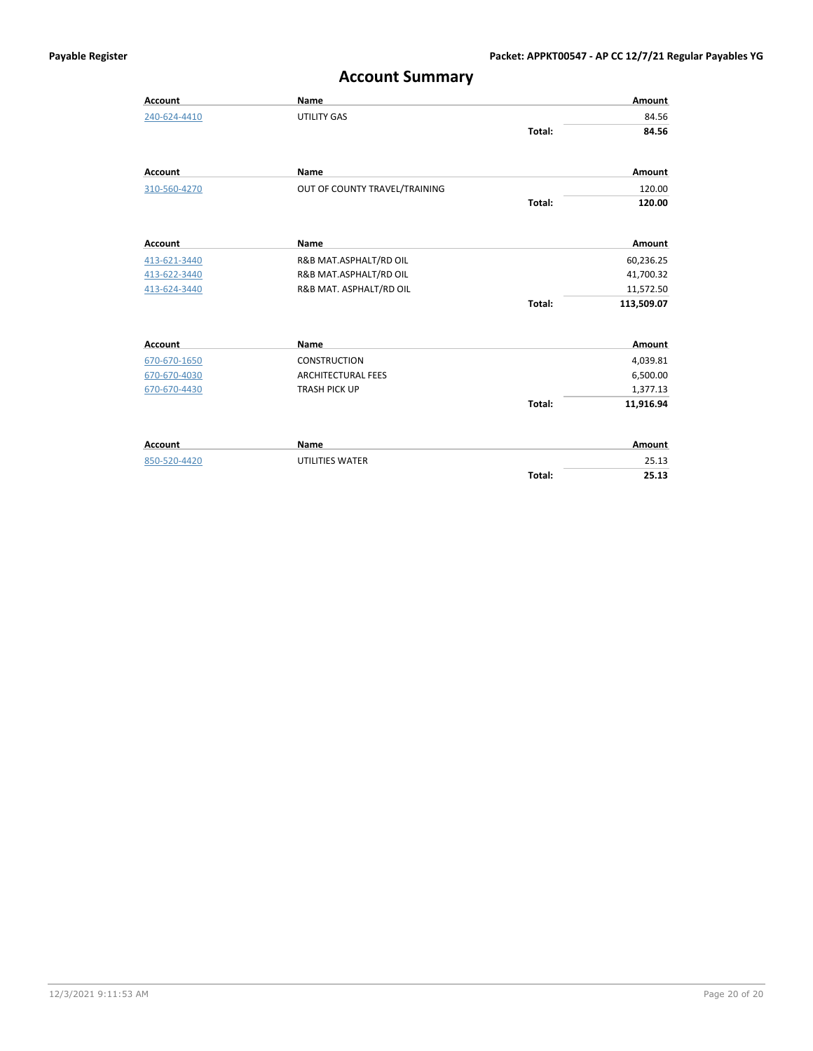# Account Summary

| Account | Name | | Amount |
|---|---|---|---|
| 240-624-4410 | UTILITY GAS | | 84.56 |
| | | **Total:** | **84.56** |

| Account | Name | | Amount |
|---|---|---|---|
| 310-560-4270 | OUT OF COUNTY TRAVEL/TRAINING | | 120.00 |
| | | **Total:** | **120.00** |

| Account | Name | | Amount |
|---|---|---|---|
| 413-621-3440 | R&B MAT.ASPHALT/RD OIL | | 60,236.25 |
| 413-622-3440 | R&B MAT.ASPHALT/RD OIL | | 41,700.32 |
| 413-624-3440 | R&B MAT. ASPHALT/RD OIL | | 11,572.50 |
| | | **Total:** | **113,509.07** |

| Account | Name | | Amount |
|---|---|---|---|
| 670-670-1650 | CONSTRUCTION | | 4,039.81 |
| 670-670-4030 | ARCHITECTURAL FEES | | 6,500.00 |
| 670-670-4430 | TRASH PICK UP | | 1,377.13 |
| | | **Total:** | **11,916.94** |

| Account | Name | | Amount |
|---|---|---|---|
| 850-520-4420 | UTILITIES WATER | | 25.13 |
| | | **Total:** | **25.13** |